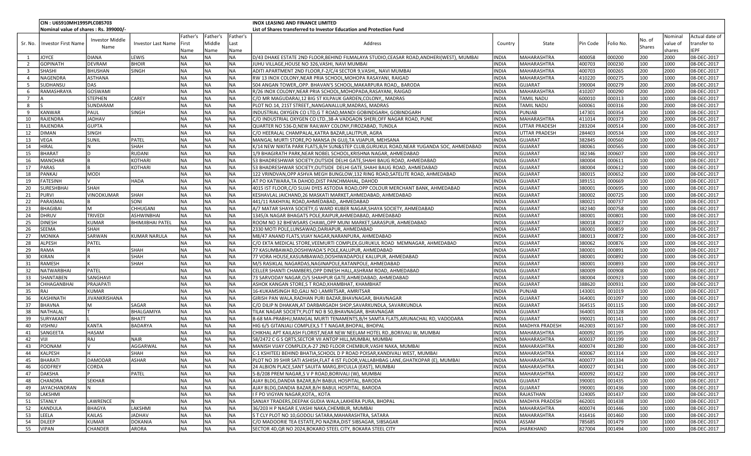CIN : U65910MH1995PLC085703

Nominal value of shares : Rs. 399000/-

INOX LEASING AND FINANCE LIMITED

List of Shares transferred to Investor Education and Protection Fund

| Sr. No. | Investor First Name | Investor Middle Name | Investor Last Name | Father's First Name | Father's Middle Name | Father's Last Name | Address | Country | State | Pin Code | Folio No. | No. of Shares | Nominal value of shares | Actual date of transfer to IEPF |
|---|---|---|---|---|---|---|---|---|---|---|---|---|---|---|
| 1 | JOYCE | DIANA | LEWIS | NA | NA | NA | D/43 DHAKE ESTATE 2ND FLOOR,BEHIND FILMALAYA STUDIO,CEASAR ROAD,ANDHERI(WEST), MUMBAI | INDIA | MAHARASHTRA | 400058 | 000200 | 200 | 2000 | 08-DEC-2017 |
| 2 | GOPINATH | DEVRAM | BHOIR | NA | NA | NA | JUHU VILLAGE,HOUSE NO 326,VASHI, NAVI MUMBAI | INDIA | MAHARASHTRA | 400703 | 000230 | 100 | 1000 | 08-DEC-2017 |
| 3 | SHASHI | BHUSHAN | SINGH | NA | NA | NA | ADITI APARTMENT 2ND FLOOR,F-2/C/4 SECTOR 9,VASHI,, NAVI MUMBAI | INDIA | MAHARASHTRA | 400703 | 000265 | 200 | 2000 | 08-DEC-2017 |
| 4 | NAGENDRA | ASTHANA | | NA | NA | NA | RW 13 INOX COLONY,NEAR PRIA SCHOOL,MOHOPA RASAYANI, RAIGAD | INDIA | MAHARASHTRA | 410220 | 000275 | 100 | 1000 | 08-DEC-2017 |
| 5 | SUDHANSU | DAS | | NA | NA | NA | 504 ANGAN TOWER,,OPP. BHAVAN'S SCHOOL,MAKARPURA ROAD,, BARODA | INDIA | GUJARAT | 390004 | 000279 | 200 | 2000 | 08-DEC-2017 |
| 6 | RAMASHRAYA | GOSWAMI | | NA | NA | NA | R/26 INOX COLONY,NEAR PRIA SCHOOL,MOHOPADA,RASAYANI, RAIGAD | INDIA | MAHARASHTRA | 410207 | 000290 | 200 | 2000 | 08-DEC-2017 |
| 7 | A | STEPHEN | CAREY | NA | NA | NA | C/O MR MAGUDARAJ,12 BIG ST KILPAUK GARDEN,COLONY,, MADRAS | INDIA | TAMIL NADU | 600010 | 000313 | 100 | 1000 | 08-DEC-2017 |
| 8 | S | SUNDARAM | | NA | NA | NA | PLOT NO.14, 21ST STREET,,NANGANALLUR,MADRAS, MADRAS | INDIA | TAMIL NADU | 600061 | 000316 | 200 | 2000 | 08-DEC-2017 |
| 9 | KANWAR | PAUL | SINGH | NA | NA | NA | INDUSTRIAL OXYGEN CO LTD,G T ROAD,MANDI GOBINDGARH, GOBINDGARH | INDIA | PUNJAB | 147301 | 000354 | 100 | 1000 | 08-DEC-2017 |
| 10 | RAJENDRA | JADHAV | | NA | NA | NA | C/O INDUSTRIAL OXYGEN CO LTD.,38-A VADGAON SHERI,OFF NAGAR ROAD, PUNE | INDIA | MAHARASHTRA | 411014 | 000373 | 200 | 2000 | 08-DEC-2017 |
| 11 | RAJENDRA | GUPTA | | NA | NA | NA | QUARTER NO 536-D,NEW RAILWAY COLONY,FIROZABAD, TUNDLA | INDIA | UTTAR PRADESH | 283204 | 000514 | 100 | 1000 | 08-DEC-2017 |
| 12 | DIMAN | SINGH | | NA | NA | NA | C/O HEERALAL CHAMPALAL,KATRA BAZAR,LALITPUR, AGRA | INDIA | UTTAR PRADESH | 284403 | 000534 | 100 | 1000 | 08-DEC-2017 |
| 13 | VEGA | SUNIL | PATEL | NA | NA | NA | MANGAL MURTI STORE,PO MANSA (N GUJ),TA VIJAPUR, MEHSANA | INDIA | GUJARAT | 382845 | 000560 | 100 | 1000 | 08-DEC-2017 |
| 14 | HIRAL | N | SHAH | NA | NA | NA | K/14 NEW NIKITA PARK FLATS,B/H SUN&STEP CLUB,GURUKUL ROAD,NEAR YUGANDA SOC, AHMEDABAD | INDIA | GUJARAT | 380061 | 000565 | 100 | 1000 | 08-DEC-2017 |
| 15 | BHARAT | D | RUDANI | NA | NA | NA | 1/9 BHAGIRATH PARK,NEAR NOBEL SCHOOL,KRISHNA NAGAR, AHMEDABAD | INDIA | GUJARAT | 382346 | 000607 | 100 | 1000 | 08-DEC-2017 |
| 16 | MANOHAR | B | KOTHARI | NA | NA | NA | 53 BHADRESHWAR SOCIETY,OUTSIDE DELHI GATE,SHAHI BAUG ROAD, AHMEDABAD | INDIA | GUJARAT | 380004 | 000611 | 100 | 1000 | 08-DEC-2017 |
| 17 | PARAS | B | KOTHARI | NA | NA | NA | 53 BHADRESHWAR SOCIETY,OUTSIDE DELHI GATE,SHAHI BAUG ROAD, AHMEDABAD | INDIA | GUJARAT | 380004 | 000612 | 100 | 1000 | 08-DEC-2017 |
| 18 | PANKAJ | MODI | | NA | NA | NA | 122 VRINDVAN,OPP ASHVA MEGH BUNGLOW,132 RING ROAD,SATELITE ROAD, AHMEDABAD | INDIA | GUJARAT | 380015 | 000652 | 100 | 1000 | 08-DEC-2017 |
| 19 | FATESINH | V | HADA | NA | NA | NA | AT PO KATWARA,TA DAHOD,DIST PANCHMAHAL, DAHOD | INDIA | GUJARAT | 389151 | 000669 | 100 | 1000 | 08-DEC-2017 |
| 20 | SURESHBHAI | SHAH | | NA | NA | NA | 4015 IST FLOOR,C/O SUJAI DYES ASTODIA ROAD,OPP COLOUR MERCHANT BANK, AHMEDABAD | INDIA | GUJARAT | 380001 | 000695 | 100 | 1000 | 08-DEC-2017 |
| 21 | PURVI | VINODKUMAR | SHAH | NA | NA | NA | KESHAVLAL JAICHAND,26 MASKATI MARKET,AHMEDABAD, AHMEDABAD | INDIA | GUJARAT | 380002 | 000725 | 100 | 1000 | 08-DEC-2017 |
| 22 | PARASMAL | B | SONI | NA | NA | NA | 441/11 RAKHIYAL ROAD,AHMEDABAD,, AHMEDABAD | INDIA | GUJARAT | 380021 | 000737 | 100 | 1000 | 08-DEC-2017 |
| 23 | BHAGIBAI | M | CHHUGANI | NA | NA | NA | A/7 MATAR SHAYA SOCIETY,G WARD KUBER NAGAR,SHAYA SOCIETY, AHMEDABAD | INDIA | GUJARAT | 382340 | 000758 | 100 | 1000 | 08-DEC-2017 |
| 24 | DHRUV | TRIVEDI | ASHWINBHAI | NA | NA | NA | 1345/A NAGAR BHAGATS POLE,RAIPUR,AHMEDABAD, AHMEDABAD | INDIA | GUJARAT | 380001 | 000801 | 100 | 1000 | 08-DEC-2017 |
| 25 | DINESH | KUMAR | BHIMJIBHAI PATEL | NA | NA | NA | ROOM NO 32 BHEWSARS CHAWL,OPP MUNI MARKET,SARASPUR, AHMEDABAD | INDIA | GUJARAT | 380018 | 000827 | 100 | 1000 | 08-DEC-2017 |
| 26 | SEEMA | SHAH | | NA | NA | NA | 2330 MOTI POLE,LUNSAWAD,DARIAPUR, AHMEDABAD | INDIA | GUJARAT | 380001 | 000859 | 100 | 1000 | 08-DEC-2017 |
| 27 | MONIKA | SARWAN | KUMAR NARULA | NA | NA | NA | M8/47 ANAND FLATS,VIJAY NAGAR,NARANPURA, AHMEDABAD | INDIA | GUJARAT | 380013 | 000872 | 100 | 1000 | 08-DEC-2017 |
| 28 | ALPESH | PATEL | | NA | NA | NA | C/O EKTA MEDICAL STORE,VEEMURTI COMPLEX,GURUKUL ROAD MEMNAGAR, AHMEDABAD | INDIA | GUJARAT | 380062 | 000876 | 100 | 1000 | 08-DEC-2017 |
| 29 | RAMA | R | SHAH | NA | NA | NA | 77 KASUMBAWAD,DOSHIWADA'S POLE,KALUPUR, AHMEDABAD | INDIA | GUJARAT | 380001 | 000891 | 100 | 1000 | 08-DEC-2017 |
| 30 | KIRAN | R | SHAH | NA | NA | NA | 77 VORA HOUSE,KASUMBAWAD,DOSHIWADAPOLE KALUPUR, AHMEDABAD | INDIA | GUJARAT | 380001 | 000892 | 100 | 1000 | 08-DEC-2017 |
| 31 | RAMESH | K | SHAH | NA | NA | NA | M/S RASIKLAL NAGARDAS,NAGINAPOLE,RATANPOLE, AHMEDABAD | INDIA | GUJARAT | 380001 | 000893 | 100 | 1000 | 08-DEC-2017 |
| 32 | NATWARBHAI | PATEL | | NA | NA | NA | CELLER SHANTI CHAMBERS,OPP DINESH HALL,ASHRAM ROAD, AHMEDABAD | INDIA | GUJARAT | 380009 | 000908 | 100 | 1000 | 08-DEC-2017 |
| 33 | SHANTABEN | SANGHAVI | | NA | NA | NA | 73 SARVODAY NAGAR,O/S SHAHPUR GATE,AHMEDABAD, AHMEDABAD | INDIA | GUJARAT | 380004 | 000923 | 100 | 1000 | 08-DEC-2017 |
| 34 | CHHAGANBHAI | PRAJAPATI | | NA | NA | NA | ASHOK KANGAN STORE,S T ROAD,KHAMBHAT, KHAMBHAT | INDIA | GUJARAT | 388620 | 000931 | 100 | 1000 | 08-DEC-2017 |
| 35 | RAJ | KUMAR | | NA | NA | NA | 16-KUKAMSINGH RD,GALI NO I,AMRITSAR, AMRITSAR | INDIA | PUNJAB | 143001 | 001019 | 100 | 1000 | 08-DEC-2017 |
| 36 | KASHINATH | JIVANKRISHANA | | NA | NA | NA | GIRISH PAN WALA,RADHAN PURI BAZAR,BHAVNAGAR, BHAVNAGAR | INDIA | GUJARAT | 364001 | 001097 | 100 | 1000 | 08-DEC-2017 |
| 37 | BHAVNA | M | SAGAR | NA | NA | NA | C/O DILIP N DHAKAN,AT DARBARGADH SHOP,SAVARKUNDLA, SAVARKUNDLA | INDIA | GUJARAT | 364515 | 001115 | 100 | 1000 | 08-DEC-2017 |
| 38 | NATHALAL | T | BHALGAMIYA | NA | NA | NA | TILAK NAGAR SOCIETY,PLOT NO B 50,BHAVNAGAR, BHAVNAGAR | INDIA | GUJARAT | 364001 | 001128 | 100 | 1000 | 08-DEC-2017 |
| 39 | SURYAKANT | L | BHATT | NA | NA | NA | B-68 MA-PRABHU,MANGAL MURTI TENAMENTS,B/H SAMTA FLATS,ARUNACHAL RD, VADODARA | INDIA | GUJARAT | 390021 | 001141 | 100 | 1000 | 08-DEC-2017 |
| 40 | VISHNU | KANTA | BADARYA | NA | NA | NA | HIG 6/5 GITANJALI COMPLEX,S T T NAGAR,BHOPAL, BHOPAL | INDIA | MADHYA PRADESH | 462003 | 001167 | 100 | 1000 | 08-DEC-2017 |
| 41 | SANGEETA | HASAM | | NA | NA | NA | CHIKHAL APT KAILASH FLORIST,NEAR NEW NEELAM HOTEL RD.,BORIVALI W, MUMBAI | INDIA | MAHARASHTRA | 400092 | 001195 | 100 | 1000 | 08-DEC-2017 |
| 42 | VIJI | RAJ | NAIR | NA | NA | NA | 58/2472 C G S QRTS,SECTOR VII ANTOP HILL,MUMBAI, MUMBAI | INDIA | MAHARASHTRA | 400037 | 001199 | 100 | 1000 | 08-DEC-2017 |
| 43 | POONAM | V | AGGARWAL | NA | NA | NA | MANISH VIJAY COMPLEX,A-27 2ND FLOOR CHEMBUR,VASHI NAKA, MUMBAI | INDIA | MAHARASHTRA | 400074 | 001280 | 100 | 1000 | 08-DEC-2017 |
| 44 | KALPESH | H | SHAH | NA | NA | NA | C-1 KSHITEEJ BEHIND BHATIA,SCHOOL D P ROAD POISAR,KANDIVALI WEST, MUMBAI | INDIA | MAHARASHTRA | 400067 | 001314 | 100 | 1000 | 08-DEC-2017 |
| 45 | BHARATI | DAMODAR | ASHAR | NA | NA | NA | PLOT NO 39 SHIR SATI ASHISH,FLAT 4 IST FLOOR,VALLABHBAG LANE,GHATKOPAR (E), MUMBAI | INDIA | MAHARASHTRA | 400077 | 001334 | 100 | 1000 | 08-DEC-2017 |
| 46 | GODFREY | CORDA | | NA | NA | NA | 24 ALBION PLACE,SANT SAUITA MARG,BYCULLA (EAST), MUMBAI | INDIA | MAHARASHTRA | 400027 | 001341 | 100 | 1000 | 08-DEC-2017 |
| 47 | DAKSHA | P | PATEL | NA | NA | NA | 5-B/208 PREM NAGAR,S V P ROAD,BORIVALI (W), MUMBAI | INDIA | MAHARASHTRA | 400092 | 001422 | 100 | 1000 | 08-DEC-2017 |
| 48 | CHANDRA | SEKHAR | | NA | NA | NA | AJAY BLDG,DANDIA BAZAR,B/H BABUL HOSPITAL, BARODA | INDIA | GUJARAT | 390001 | 001435 | 100 | 1000 | 08-DEC-2017 |
| 49 | JAYACHANDRAN | N | | NA | NA | NA | AJAY BLDG,DANDIA BAZAR,B/H BABUL HOSPITAL, BARODA | INDIA | GUJARAT | 390001 | 001436 | 100 | 1000 | 08-DEC-2017 |
| 50 | LAKSHMI | | | NA | NA | NA | I F PO VIGYAN NAGAR,KOTA,, KOTA | INDIA | RAJASTHAN | 324005 | 001437 | 100 | 1000 | 08-DEC-2017 |
| 51 | STANLY | LAWRENCE | N | NA | NA | NA | SANJAY TRADERS,DEEPAK GUDIA WALA,LAKHERA PURA, BHOPAL | INDIA | MADHYA PRADESH | 462001 | 001438 | 100 | 1000 | 08-DEC-2017 |
| 52 | KANDULA | BHAGYA | LAKSHMI | NA | NA | NA | 36/203 H P NAGAR E,VASHI NAKA,CHEMBUR, MUMBAI | INDIA | MAHARASHTRA | 400074 | 001446 | 100 | 1000 | 08-DEC-2017 |
| 53 | LEELA | KAILAS | JADHAV | NA | NA | NA | S T CLY PLOT NO 10,GODOLI SATARA,MAHARASHTRA, SATARA | INDIA | MAHARASHTRA | 416416 | 001460 | 100 | 1000 | 08-DEC-2017 |
| 54 | DILEEP | KUMAR | DOKANIA | NA | NA | NA | C/O MADOORIE TEA ESTATE,PO NAZIRA,DIST SIBSAGAR, SIBSAGAR | INDIA | ASSAM | 785685 | 001479 | 100 | 1000 | 08-DEC-2017 |
| 55 | VIPAN | CHANDER | ARORA | NA | NA | NA | SECTOR 4D,QR NO 2024,BOKARO STEEL CITY, BOKARA STEEL CITY | INDIA | JHARKHAND | 827004 | 001494 | 100 | 1000 | 08-DEC-2017 |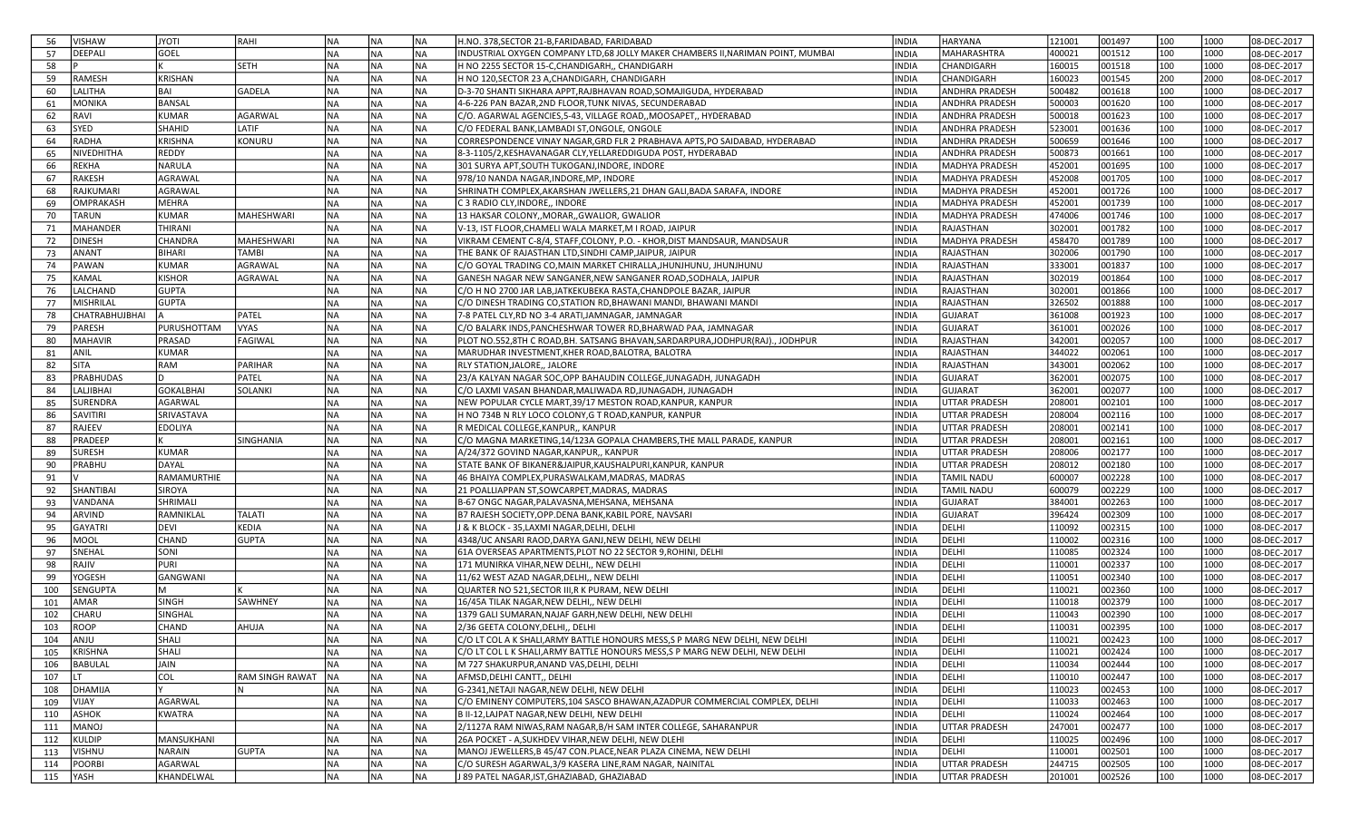| 56 | VISHAW | JYOTI | RAHI | NA | NA | NA | H.NO. 378,SECTOR 21-B,FARIDABAD, FARIDABAD | INDIA | HARYANA | 121001 | 001497 | 100 | 1000 | 08-DEC-2017 |
|---|---|---|---|---|---|---|---|---|---|---|---|---|---|---|
| 57 | DEEPALI | GOEL | | NA | NA | NA | INDUSTRIAL OXYGEN COMPANY LTD,68 JOLLY MAKER CHAMBERS II,NARIMAN POINT, MUMBAI | INDIA | MAHARASHTRA | 400021 | 001512 | 100 | 1000 | 08-DEC-2017 |
| 58 | P | K | SETH | NA | NA | NA | H NO 2255 SECTOR 15-C,CHANDIGARH,, CHANDIGARH | INDIA | CHANDIGARH | 160015 | 001518 | 100 | 1000 | 08-DEC-2017 |
| 59 | RAMESH | KRISHAN | | NA | NA | NA | H NO 120,SECTOR 23 A,CHANDIGARH, CHANDIGARH | INDIA | CHANDIGARH | 160023 | 001545 | 200 | 2000 | 08-DEC-2017 |
| 60 | LALITHA | BAI | GADELA | NA | NA | NA | D-3-70 SHANTI SIKHARA APPT,RAJBHAVAN ROAD,SOMAJIGUDA, HYDERABAD | INDIA | ANDHRA PRADESH | 500482 | 001618 | 100 | 1000 | 08-DEC-2017 |
| 61 | MONIKA | BANSAL | | NA | NA | NA | 4-6-226 PAN BAZAR,2ND FLOOR,TUNK NIVAS, SECUNDERABAD | INDIA | ANDHRA PRADESH | 500003 | 001620 | 100 | 1000 | 08-DEC-2017 |
| 62 | RAVI | KUMAR | AGARWAL | NA | NA | NA | C/O. AGARWAL AGENCIES,5-43, VILLAGE ROAD,,MOOSAPET,, HYDERABAD | INDIA | ANDHRA PRADESH | 500018 | 001623 | 100 | 1000 | 08-DEC-2017 |
| 63 | SYED | SHAHID | LATIF | NA | NA | NA | C/O FEDERAL BANK,LAMBADI ST,ONGOLE, ONGOLE | INDIA | ANDHRA PRADESH | 523001 | 001636 | 100 | 1000 | 08-DEC-2017 |
| 64 | RADHA | KRISHNA | KONURU | NA | NA | NA | CORRESPONDENCE VINAY NAGAR,GRD FLR 2 PRABHAVA APTS,PO SAIDABAD, HYDERABAD | INDIA | ANDHRA PRADESH | 500659 | 001646 | 100 | 1000 | 08-DEC-2017 |
| 65 | NIVEDHITHA | REDDY | | NA | NA | NA | 8-3-1105/2,KESHAVANAGAR CLY,YELLAREDDIGUDA POST, HYDERABAD | INDIA | ANDHRA PRADESH | 500873 | 001661 | 100 | 1000 | 08-DEC-2017 |
| 66 | REKHA | NARULA | | NA | NA | NA | 301 SURYA APT,SOUTH TUKOGANJ,INDORE, INDORE | INDIA | MADHYA PRADESH | 452001 | 001695 | 100 | 1000 | 08-DEC-2017 |
| 67 | RAKESH | AGRAWAL | | NA | NA | NA | 978/10 NANDA NAGAR,INDORE,MP, INDORE | INDIA | MADHYA PRADESH | 452008 | 001705 | 100 | 1000 | 08-DEC-2017 |
| 68 | RAJKUMARI | AGRAWAL | | NA | NA | NA | SHRINATH COMPLEX,AKARSHAN JWELLERS,21 DHAN GALI,BADA SARAFA, INDORE | INDIA | MADHYA PRADESH | 452001 | 001726 | 100 | 1000 | 08-DEC-2017 |
| 69 | OMPRAKASH | MEHRA | | NA | NA | NA | C 3 RADIO CLY,INDORE,, INDORE | INDIA | MADHYA PRADESH | 452001 | 001739 | 100 | 1000 | 08-DEC-2017 |
| 70 | TARUN | KUMAR | MAHESHWARI | NA | NA | NA | 13 HAKSAR COLONY,,MORAR,,GWALIOR, GWALIOR | INDIA | MADHYA PRADESH | 474006 | 001746 | 100 | 1000 | 08-DEC-2017 |
| 71 | MAHANDER | THIRANI | | NA | NA | NA | V-13, IST FLOOR,CHAMELI WALA MARKET,M I ROAD, JAIPUR | INDIA | RAJASTHAN | 302001 | 001782 | 100 | 1000 | 08-DEC-2017 |
| 72 | DINESH | CHANDRA | MAHESHWARI | NA | NA | NA | VIKRAM CEMENT C-8/4, STAFF,COLONY, P.O. - KHOR,DIST MANDSAUR, MANDSAUR | INDIA | MADHYA PRADESH | 458470 | 001789 | 100 | 1000 | 08-DEC-2017 |
| 73 | ANANT | BIHARI | TAMBI | NA | NA | NA | THE BANK OF RAJASTHAN LTD,SINDHI CAMP,JAIPUR, JAIPUR | INDIA | RAJASTHAN | 302006 | 001790 | 100 | 1000 | 08-DEC-2017 |
| 74 | PAWAN | KUMAR | AGRAWAL | NA | NA | NA | C/O GOYAL TRADING CO,MAIN MARKET CHIRALLA,JHUNJHUNU, JHUNJHUNU | INDIA | RAJASTHAN | 333001 | 001837 | 100 | 1000 | 08-DEC-2017 |
| 75 | KAMAL | KISHOR | AGRAWAL | NA | NA | NA | GANESH NAGAR NEW SANGANER,NEW SANGANER ROAD,SODHALA, JAIPUR | INDIA | RAJASTHAN | 302019 | 001864 | 100 | 1000 | 08-DEC-2017 |
| 76 | LALCHAND | GUPTA | | NA | NA | NA | C/O H NO 2700 JAR LAB,JATKEKUBEKA RASTA,CHANDPOLE BAZAR, JAIPUR | INDIA | RAJASTHAN | 302001 | 001866 | 100 | 1000 | 08-DEC-2017 |
| 77 | MISHRILAL | GUPTA | | NA | NA | NA | C/O DINESH TRADING CO,STATION RD,BHAWANI MANDI, BHAWANI MANDI | INDIA | RAJASTHAN | 326502 | 001888 | 100 | 1000 | 08-DEC-2017 |
| 78 | CHATRABHUJBHAI | A | PATEL | NA | NA | NA | 7-8 PATEL CLY,RD NO 3-4 ARATI,JAMNAGAR, JAMNAGAR | INDIA | GUJARAT | 361008 | 001923 | 100 | 1000 | 08-DEC-2017 |
| 79 | PARESH | PURUSHOTTAM | VYAS | NA | NA | NA | C/O BALARK INDS,PANCHESHWAR TOWER RD,BHARWAD PAA, JAMNAGAR | INDIA | GUJARAT | 361001 | 002026 | 100 | 1000 | 08-DEC-2017 |
| 80 | MAHAVIR | PRASAD | FAGIWAL | NA | NA | NA | PLOT NO.552,8TH C ROAD,BH. SATSANG BHAVAN,SARDARPURA,JODHPUR(RAJ)., JODHPUR | INDIA | RAJASTHAN | 342001 | 002057 | 100 | 1000 | 08-DEC-2017 |
| 81 | ANIL | KUMAR | | NA | NA | NA | MARUDHAR INVESTMENT,KHER ROAD,BALOTRA, BALOTRA | INDIA | RAJASTHAN | 344022 | 002061 | 100 | 1000 | 08-DEC-2017 |
| 82 | SITA | RAM | PARIHAR | NA | NA | NA | RLY STATION,JALORE,, JALORE | INDIA | RAJASTHAN | 343001 | 002062 | 100 | 1000 | 08-DEC-2017 |
| 83 | PRABHUDAS | D | PATEL | NA | NA | NA | 23/A KALYAN NAGAR SOC,OPP BAHAUDIN COLLEGE,JUNAGADH, JUNAGADH | INDIA | GUJARAT | 362001 | 002075 | 100 | 1000 | 08-DEC-2017 |
| 84 | LALJIBHAI | GOKALBHAI | SOLANKI | NA | NA | NA | C/O LAXMI VASAN BHANDAR,MALIWADA RD,JUNAGADH, JUNAGADH | INDIA | GUJARAT | 362001 | 002077 | 100 | 1000 | 08-DEC-2017 |
| 85 | SURENDRA | AGARWAL | | NA | NA | NA | NEW POPULAR CYCLE MART,39/17 MESTON ROAD,KANPUR, KANPUR | INDIA | UTTAR PRADESH | 208001 | 002101 | 100 | 1000 | 08-DEC-2017 |
| 86 | SAVITIRI | SRIVASTAVA | | NA | NA | NA | H NO 734B N RLY LOCO COLONY,G T ROAD,KANPUR, KANPUR | INDIA | UTTAR PRADESH | 208004 | 002116 | 100 | 1000 | 08-DEC-2017 |
| 87 | RAJEEV | EDOLIYA | | NA | NA | NA | R MEDICAL COLLEGE,KANPUR,, KANPUR | INDIA | UTTAR PRADESH | 208001 | 002141 | 100 | 1000 | 08-DEC-2017 |
| 88 | PRADEEP | K | SINGHANIA | NA | NA | NA | C/O MAGNA MARKETING,14/123A GOPALA CHAMBERS,THE MALL PARADE, KANPUR | INDIA | UTTAR PRADESH | 208001 | 002161 | 100 | 1000 | 08-DEC-2017 |
| 89 | SURESH | KUMAR | | NA | NA | NA | A/24/372 GOVIND NAGAR,KANPUR,, KANPUR | INDIA | UTTAR PRADESH | 208006 | 002177 | 100 | 1000 | 08-DEC-2017 |
| 90 | PRABHU | DAYAL | | NA | NA | NA | STATE BANK OF BIKANER&JAIPUR,KAUSHALPURI,KANPUR, KANPUR | INDIA | UTTAR PRADESH | 208012 | 002180 | 100 | 1000 | 08-DEC-2017 |
| 91 | V | RAMAMURTHIE | | NA | NA | NA | 46 BHAIYA COMPLEX,PURASWALKAM,MADRAS, MADRAS | INDIA | TAMIL NADU | 600007 | 002228 | 100 | 1000 | 08-DEC-2017 |
| 92 | SHANTIBAI | SIROYA | | NA | NA | NA | 21 POALLIAPPAN ST,SOWCARPET,MADRAS, MADRAS | INDIA | TAMIL NADU | 600079 | 002229 | 100 | 1000 | 08-DEC-2017 |
| 93 | VANDANA | SHRIMALI | | NA | NA | NA | B-67 ONGC NAGAR,PALAVASNA,MEHSANA, MEHSANA | INDIA | GUJARAT | 384001 | 002263 | 100 | 1000 | 08-DEC-2017 |
| 94 | ARVIND | RAMNIKLAL | TALATI | NA | NA | NA | B7 RAJESH SOCIETY,OPP.DENA BANK,KABIL PORE, NAVSARI | INDIA | GUJARAT | 396424 | 002309 | 100 | 1000 | 08-DEC-2017 |
| 95 | GAYATRI | DEVI | KEDIA | NA | NA | NA | J & K BLOCK - 35,LAXMI NAGAR,DELHI, DELHI | INDIA | DELHI | 110092 | 002315 | 100 | 1000 | 08-DEC-2017 |
| 96 | MOOL | CHAND | GUPTA | NA | NA | NA | 4348/UC ANSARI RAOD,DARYA GANJ,NEW DELHI, NEW DELHI | INDIA | DELHI | 110002 | 002316 | 100 | 1000 | 08-DEC-2017 |
| 97 | SNEHAL | SONI | | NA | NA | NA | 61A OVERSEAS APARTMENTS,PLOT NO 22 SECTOR 9,ROHINI, DELHI | INDIA | DELHI | 110085 | 002324 | 100 | 1000 | 08-DEC-2017 |
| 98 | RAJIV | PURI | | NA | NA | NA | 171 MUNIRKA VIHAR,NEW DELHI,, NEW DELHI | INDIA | DELHI | 110001 | 002337 | 100 | 1000 | 08-DEC-2017 |
| 99 | YOGESH | GANGWANI | | NA | NA | NA | 11/62 WEST AZAD NAGAR,DELHI,, NEW DELHI | INDIA | DELHI | 110051 | 002340 | 100 | 1000 | 08-DEC-2017 |
| 100 | SENGUPTA | M | K | NA | NA | NA | QUARTER NO 521,SECTOR III,R K PURAM, NEW DELHI | INDIA | DELHI | 110021 | 002360 | 100 | 1000 | 08-DEC-2017 |
| 101 | AMAR | SINGH | SAWHNEY | NA | NA | NA | 16/45A TILAK NAGAR,NEW DELHI,, NEW DELHI | INDIA | DELHI | 110018 | 002379 | 100 | 1000 | 08-DEC-2017 |
| 102 | CHARU | SINGHAL | | NA | NA | NA | 1379 GALI SUMARAN,NAJAF GARH,NEW DELHI, NEW DELHI | INDIA | DELHI | 110043 | 002390 | 100 | 1000 | 08-DEC-2017 |
| 103 | ROOP | CHAND | AHUJA | NA | NA | NA | 2/36 GEETA COLONY,DELHI,, DELHI | INDIA | DELHI | 110031 | 002395 | 100 | 1000 | 08-DEC-2017 |
| 104 | ANJU | SHALI | | NA | NA | NA | C/O LT COL A K SHALI,ARMY BATTLE HONOURS MESS,S P MARG NEW DELHI, NEW DELHI | INDIA | DELHI | 110021 | 002423 | 100 | 1000 | 08-DEC-2017 |
| 105 | KRISHNA | SHALI | | NA | NA | NA | C/O LT COL L K SHALI,ARMY BATTLE HONOURS MESS,S P MARG NEW DELHI, NEW DELHI | INDIA | DELHI | 110021 | 002424 | 100 | 1000 | 08-DEC-2017 |
| 106 | BABULAL | JAIN | | NA | NA | NA | M 727 SHAKURPUR,ANAND VAS,DELHI, DELHI | INDIA | DELHI | 110034 | 002444 | 100 | 1000 | 08-DEC-2017 |
| 107 | LT | COL | RAM SINGH RAWAT | NA | NA | NA | AFMSD,DELHI CANTT,, DELHI | INDIA | DELHI | 110010 | 002447 | 100 | 1000 | 08-DEC-2017 |
| 108 | DHAMIJA | Y | N | NA | NA | NA | G-2341,NETAJI NAGAR,NEW DELHI, NEW DELHI | INDIA | DELHI | 110023 | 002453 | 100 | 1000 | 08-DEC-2017 |
| 109 | VIJAY | AGARWAL | | NA | NA | NA | C/O EMINENY COMPUTERS,104 SASCO BHAWAN,AZADPUR COMMERCIAL COMPLEX, DELHI | INDIA | DELHI | 110033 | 002463 | 100 | 1000 | 08-DEC-2017 |
| 110 | ASHOK | KWATRA | | NA | NA | NA | B II-12,LAJPAT NAGAR,NEW DELHI, NEW DELHI | INDIA | DELHI | 110024 | 002464 | 100 | 1000 | 08-DEC-2017 |
| 111 | MANOJ | | | NA | NA | NA | 2/1127A RAM NIWAS,RAM NAGAR,B/H SAM INTER COLLEGE, SAHARANPUR | INDIA | UTTAR PRADESH | 247001 | 002477 | 100 | 1000 | 08-DEC-2017 |
| 112 | KULDIP | MANSUKHANI | | NA | NA | NA | 26A POCKET - A,SUKHDEV VIHAR,NEW DELHI, NEW DLEHI | INDIA | DELHI | 110025 | 002496 | 100 | 1000 | 08-DEC-2017 |
| 113 | VISHNU | NARAIN | GUPTA | NA | NA | NA | MANOJ JEWELLERS,B 45/47 CON.PLACE,NEAR PLAZA CINEMA, NEW DELHI | INDIA | DELHI | 110001 | 002501 | 100 | 1000 | 08-DEC-2017 |
| 114 | POORBI | AGARWAL | | NA | NA | NA | C/O SURESH AGARWAL,3/9 KASERA LINE,RAM NAGAR, NAINITAL | INDIA | UTTAR PRADESH | 244715 | 002505 | 100 | 1000 | 08-DEC-2017 |
| 115 | YASH | KHANDELWAL | | NA | NA | NA | J 89 PATEL NAGAR,IST,GHAZIABAD, GHAZIABAD | INDIA | UTTAR PRADESH | 201001 | 002526 | 100 | 1000 | 08-DEC-2017 |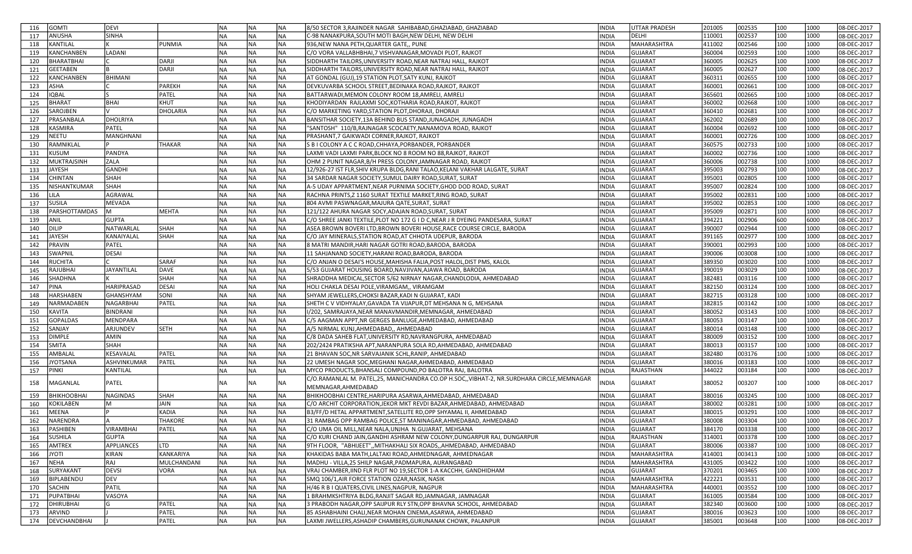| 116 | GOMTI | DEVI | | NA | NA | NA | 8/50 SECTOR 3,RAJINDER NAGAR SAHIBABAD,GHAZIABAD, GHAZIABAD | INDIA | UTTAR PRADESH | 201005 | 002535 | 100 | 1000 | 08-DEC-2017 |
|---|---|---|---|---|---|---|---|---|---|---|---|---|---|---|
| 117 | ANUSHA | SINHA | | NA | NA | NA | C-98 NANAKPURA,SOUTH MOTI BAGH,NEW DELHI, NEW DELHI | INDIA | DELHI | 110001 | 002537 | 100 | 1000 | 08-DEC-2017 |
| 118 | KANTILAL | K | PUNMIA | NA | NA | NA | 936,NEW NANA PETH,QUARTER GATE,, PUNE | INDIA | MAHARASHTRA | 411002 | 002546 | 100 | 1000 | 08-DEC-2017 |
| 119 | KANCHANBEN | LADANI | | NA | NA | NA | C/O VORA VALLABHBHAI,7 VISHVANAGAR,MOVADI PLOT, RAJKOT | INDIA | GUJARAT | 360004 | 002593 | 100 | 1000 | 08-DEC-2017 |
| 120 | BHARATBHAI | C | DARJI | NA | NA | NA | SIDDHARTH TAILORS,UNIVERSITY ROAD,NEAR NATRAJ HALL, RAJKOT | INDIA | GUJARAT | 360005 | 002625 | 100 | 1000 | 08-DEC-2017 |
| 121 | GEETABEN | B | DARJI | NA | NA | NA | SIDDHARTH TAILORS,UNIVERSITY ROAD,NEAR NATRAJ HALL, RAJKOT | INDIA | GUJARAT | 360005 | 002627 | 100 | 1000 | 08-DEC-2017 |
| 122 | KANCHANBEN | BHIMANI | | NA | NA | NA | AT GONDAL (GUJ),19 STATION PLOT,SATY KUNJ, RAJKOT | INDIA | GUJARAT | 360311 | 002655 | 100 | 1000 | 08-DEC-2017 |
| 123 | ASHA | C | PAREKH | NA | NA | NA | DEVKUVARBA SCHOOL STREET,BEDINAKA ROAD,RAJKOT, RAJKOT | INDIA | GUJARAT | 360001 | 002661 | 100 | 1000 | 08-DEC-2017 |
| 124 | IQBAL | S | PATEL | NA | NA | NA | BATTARWADI,MEMON COLONY ROOM 18,AMRELI, AMRELI | INDIA | GUJARAT | 365601 | 002665 | 100 | 1000 | 08-DEC-2017 |
| 125 | BHARAT | BHAI | KHUT | NA | NA | NA | KHODIYARDAN RAJLAXMI SOC,KOTHARIA ROAD,RAJKOT, RAJKOT | INDIA | GUJARAT | 360002 | 002668 | 100 | 1000 | 08-DEC-2017 |
| 126 | SAROJBEN | V | DHOLARIA | NA | NA | NA | C/O MARKETING YARD,STATION PLOT,DHORAJI, DHORAJI | INDIA | GUJARAT | 360410 | 002681 | 100 | 1000 | 08-DEC-2017 |
| 127 | PRASANBALA | DHOLRIYA | | NA | NA | NA | BANSITHAR SOCIETY,13A BEHIND BUS STAND,JUNAGADH, JUNAGADH | INDIA | GUJARAT | 362002 | 002689 | 100 | 1000 | 08-DEC-2017 |
| 128 | KASMIRA | PATEL | | NA | NA | NA | "SANTOSH" 110/B,RAJNAGAR SCOCAETY,NANAMOVA ROAD, RAJKOT | INDIA | GUJARAT | 360004 | 002692 | 100 | 1000 | 08-DEC-2017 |
| 129 | NEETU | MANGHNANI | | NA | NA | NA | PRASHANT,7 GAIKWADI CORNER,RAJKOT, RAJKOT | INDIA | GUJARAT | 360001 | 002726 | 100 | 1000 | 08-DEC-2017 |
| 130 | RAMNIKLAL | P | THAKAR | NA | NA | NA | S B I COLONY A C C ROAD,CHHAYA,PORBANDER, PORBANDER | INDIA | GUJARAT | 360575 | 002733 | 100 | 1000 | 08-DEC-2017 |
| 131 | KUSUM | PANDYA | | NA | NA | NA | LAXMI VADI LAXMI PARK,BLOCK NO 8 ROOM NO 88,RAJKOT, RAJKOT | INDIA | GUJARAT | 360002 | 002736 | 100 | 1000 | 08-DEC-2017 |
| 132 | MUKTRAJSINH | ZALA | | NA | NA | NA | OHM 2 PUNIT NAGAR,B/H PRESS COLONY,JAMNAGAR ROAD, RAJKOT | INDIA | GUJARAT | 360006 | 002738 | 100 | 1000 | 08-DEC-2017 |
| 133 | JAYESH | GANDHI | | NA | NA | NA | 12/926-27 IST FLR,SHIV KRUPA BLDG,RANI TALAO,KELANI VAKHAR LALGATE, SURAT | INDIA | GUJARAT | 395003 | 002793 | 100 | 1000 | 08-DEC-2017 |
| 134 | CHINTAN | SHAH | | NA | NA | NA | 34 SARDAR NAGAR SOCIETY,SUMUL DAIRY ROAD,SURAT, SURAT | INDIA | GUJARAT | 395001 | 002805 | 100 | 1000 | 08-DEC-2017 |
| 135 | NISHANTKUMAR | SHAH | | NA | NA | NA | A-5 UDAY APPARTMENT,NEAR PURNIMA SOCIETY,GHOD DOD ROAD, SURAT | INDIA | GUJARAT | 395007 | 002824 | 100 | 1000 | 08-DEC-2017 |
| 136 | LILA | AGRAWAL | | NA | NA | NA | RACHNA PRINTS,Z 1160 SURAT TEXTILE MARKET,RING ROAD, SURAT | INDIA | GUJARAT | 395002 | 002831 | 100 | 1000 | 08-DEC-2017 |
| 137 | SUSILA | MEVADA | | NA | NA | NA | 804 AVMI PASWNAGAR,MAJURA QATE,SURAT, SURAT | INDIA | GUJARAT | 395002 | 002853 | 100 | 1000 | 08-DEC-2017 |
| 138 | PARSHOTTAMDAS | M | MEHTA | NA | NA | NA | 121/122 AHURA NAGAR SOCY,ADAJAN ROAD,SURAT, SURAT | INDIA | GUJARAT | 395009 | 002871 | 100 | 1000 | 08-DEC-2017 |
| 139 | ANIL | GUPTA | | NA | NA | NA | C/O SHREE JANKI TEXTILE,PLOT NO 172 G I D C,NEAR J R DYEING PANDESARA, SURAT | INDIA | GUJARAT | 394221 | 002906 | 600 | 6000 | 08-DEC-2017 |
| 140 | DILIP | NATWARLAL | SHAH | NA | NA | NA | ASEA BROWN BOVERI LTD,BROWN BOVERI HOUSE,RACE COURSE CIRCLE, BARODA | INDIA | GUJARAT | 390007 | 002944 | 100 | 1000 | 08-DEC-2017 |
| 141 | JAYESH | KANAIYALAL | SHAH | NA | NA | NA | C/O JAY MINERALS,STATION ROAD,AT CHHOTA UDEPUR, BARODA | INDIA | GUJARAT | 391165 | 002977 | 100 | 1000 | 08-DEC-2017 |
| 142 | PRAVIN | PATEL | | NA | NA | NA | 8 MATRI MANDIR,HARI NAGAR GOTRI ROAD,BARODA, BARODA | INDIA | GUJARAT | 390001 | 002993 | 100 | 1000 | 08-DEC-2017 |
| 143 | SWAPNIL | DESAI | | NA | NA | NA | 11 SAHJANAND SOCIETY,HARANI ROAD,BARODA, BARODA | INDIA | GUJARAT | 390006 | 003008 | 100 | 1000 | 08-DEC-2017 |
| 144 | RUCHITA | C | SARAF | NA | NA | NA | C/O ANJAN O DESAI'S HOUSE,MAHISHA FALIA,POST HALOL,DIST PMS, KALOL | INDIA | GUJARAT | 389350 | 003020 | 100 | 1000 | 08-DEC-2017 |
| 145 | RAJUBHAI | JAYANTILAL | DAVE | NA | NA | NA | 5/53 GUJARAT HOUSING BOARD,NAVJIVAN,AJAWA ROAD, BARODA | INDIA | GUJARAT | 390019 | 003029 | 100 | 1000 | 08-DEC-2017 |
| 146 | SHADHNA | K | SHAH | NA | NA | NA | SHRADDHA MEDICAL,SECTOR 5/62 NIRNAY NAGAR,CHANDLODIA, AHMEDABAD | INDIA | GUJARAT | 382481 | 003116 | 100 | 1000 | 08-DEC-2017 |
| 147 | PINA | HARIPRASAD | DESAI | NA | NA | NA | HOLI CHAKLA DESAI POLE,VIRAMGAM,, VIRAMGAM | INDIA | GUJARAT | 382150 | 003124 | 100 | 1000 | 08-DEC-2017 |
| 148 | HARSHABEN | GHANSHYAM | SONI | NA | NA | NA | SHYAM JEWELLERS,CHOKSI BAZAR,KADI N GUJARAT, KADI | INDIA | GUJARAT | 382715 | 003128 | 100 | 1000 | 08-DEC-2017 |
| 149 | NARMADABEN | NAGARBHAI | PATEL | NA | NA | NA | SHETH C V VIDHYALAY,GAVADA TA VIJAPUR,DT MEHSANA N G, MEHSANA | INDIA | GUJARAT | 382815 | 003142 | 100 | 1000 | 08-DEC-2017 |
| 150 | KAVITA | BINDRANI | | NA | NA | NA | I/202, SAMRAJAYA,NEAR MANAVMANDIR,MEMNAGAR, AHMEDABAD | INDIA | GUJARAT | 380052 | 003143 | 100 | 1000 | 08-DEC-2017 |
| 151 | GOPALDAS | MENDPARA | | NA | NA | NA | C/5 AAGMAN APPT,NR GERGES BANLUGE,AHMEDABAD, AHMEDABAD | INDIA | GUJARAT | 380053 | 003147 | 100 | 1000 | 08-DEC-2017 |
| 152 | SANJAY | ARJUNDEV | SETH | NA | NA | NA | A/5 NIRMAL KUNJ,AHMEDABAD,, AHMEDABAD | INDIA | GUJARAT | 380014 | 003148 | 100 | 1000 | 08-DEC-2017 |
| 153 | DIMPLE | AMIN | | NA | NA | NA | C/8 DADA SAHEB FLAT,UNIVERSITY RD,NAVRANGPURA, AHMEDABAD | INDIA | GUJARAT | 380009 | 003152 | 100 | 1000 | 08-DEC-2017 |
| 154 | SMITA | SHAH | | NA | NA | NA | 202/2424 PRATIKSHA APT,NARANPURA SOLA RD,AHMEDABAD, AHMEDABAD | INDIA | GUJARAT | 380013 | 003157 | 100 | 1000 | 08-DEC-2017 |
| 155 | AMBALAL | KESAVALAL | PATEL | NA | NA | NA | 21 BHAVAN SOC,NR SARVAJANIK SCHL,RANIP, AHMEDABAD | INDIA | GUJARAT | 382480 | 003176 | 100 | 1000 | 08-DEC-2017 |
| 156 | JYOTSANA | ASHVINKUMAR | PATEL | NA | NA | NA | 22 UMESH NAGAR SOC,MEGHANI NAGAR,AHMEDABAD, AHMEDABAD | INDIA | GUJARAT | 380016 | 003183 | 100 | 1000 | 08-DEC-2017 |
| 157 | PINKI | KANTILAL | | NA | NA | NA | MYCO PRODUCTS,BHANSALI COMPOUND,PO BALOTRA RAJ, BALOTRA | INDIA | RAJASTHAN | 344022 | 003184 | 100 | 1000 | 08-DEC-2017 |
| 158 | MAGANLAL | PATEL | | NA | NA | NA | C/O.RAMANLAL M. PATEL,25, MANICHANDRA CO.OP H.SOC,,VIBHAT-2, NR.SURDHARA CIRCLE,MEMNAGAR MEMNAGAR,AHMEDABAD | INDIA | GUJARAT | 380052 | 003207 | 100 | 1000 | 08-DEC-2017 |
| 159 | BHIKHOOBHAI | NAGINDAS | SHAH | NA | NA | NA | BHIKHOOBHAI CENTRE,HARIPURA ASARWA,AHMEDABAD, AHMEDABAD | INDIA | GUJARAT | 380016 | 003245 | 100 | 1000 | 08-DEC-2017 |
| 160 | KOKILABEN | M | JAIN | NA | NA | NA | C/O ARCHIT CORPORATION,JEKOR MKT REVDI BAZAR,AHMEDABAD, AHMEDABAD | INDIA | GUJARAT | 380002 | 003281 | 100 | 1000 | 08-DEC-2017 |
| 161 | MEENA | P | KADIA | NA | NA | NA | B3/FF/D HETAL APPARTMENT,SATELLITE RD,OPP SHYAMAL II, AHMEDABAD | INDIA | GUJARAT | 380015 | 003291 | 100 | 1000 | 08-DEC-2017 |
| 162 | NARENDRA | A | THAKORE | NA | NA | NA | 31 RAMBAG OPP RAMBAG POLICE,ST MANINAGAR,AHMEDABAD, AHMEDABAD | INDIA | GUJARAT | 380008 | 003304 | 100 | 1000 | 08-DEC-2017 |
| 163 | PASHIBEN | VIRAMBHAI | PATEL | NA | NA | NA | C/O UMA OIL MILL,NEAR NALA,UNJHA N.GUJARAT, MEHSANA | INDIA | GUJARAT | 384170 | 003338 | 100 | 1000 | 08-DEC-2017 |
| 164 | SUSHILA | GUPTA | | NA | NA | NA | C/O KURI CHAND JAIN,GANDHI ASHRAM NEW COLONY,DUNGARPUR RAJ, DUNGARPUR | INDIA | RAJASTHAN | 314001 | 003378 | 100 | 1000 | 08-DEC-2017 |
| 165 | AMTREX | APPLIANCES | LTD | NA | NA | NA | 9TH FLOOR, "ABHIJEET",,MITHAKHALI SIX ROADS,,AHMEDABAD, AHMEDABAD | INDIA | GUJARAT | 380006 | 003387 | 100 | 1000 | 08-DEC-2017 |
| 166 | JYOTI | KIRAN | KANKARIYA | NA | NA | NA | KHAKIDAS BABA MATH,LALTAKI ROAD,AHMEDNAGAR, AHMEDNAGAR | INDIA | MAHARASHTRA | 414001 | 003413 | 100 | 1000 | 08-DEC-2017 |
| 167 | NEHA | RAJ | MULCHANDANI | NA | NA | NA | MADHU - VILLA,25 SHILP NAGAR,PADMAPURA, AURANGABAD | INDIA | MAHARASHTRA | 431005 | 003422 | 100 | 1000 | 08-DEC-2017 |
| 168 | SURYAKANT | DEVSI | VORA | NA | NA | NA | VRAJ CHAMBER,IIND FLR PLOT NO 19,SECTOR 1-A KACCHH, GANDHIDHAM | INDIA | GUJARAT | 370201 | 003465 | 100 | 1000 | 08-DEC-2017 |
| 169 | BIPLABENDU | DEV | | NA | NA | NA | SMQ 106/1,AIR FORCE STATION OZAR,NASIK, NASIK | INDIA | MAHARASHTRA | 422221 | 003531 | 100 | 1000 | 08-DEC-2017 |
| 170 | SACHIN | PATIL | | NA | NA | NA | H/46 R B I QUATERS,CIVIL LINES,NAGPUR, NAGPUR | INDIA | MAHARASHTRA | 440001 | 003552 | 100 | 1000 | 08-DEC-2017 |
| 171 | PUPATBHAI | VASOYA | | NA | NA | NA | 1 BRAHMKSHTRIYA BLDG,RANJIT SAGAR RD,JAMNAGAR, JAMNAGAR | INDIA | GUJARAT | 361005 | 003584 | 100 | 1000 | 08-DEC-2017 |
| 172 | DHIRUBHAI | G | PATEL | NA | NA | NA | 3 PRABODH NAGAR,OPP SAIJPUR RLY STN,OPP BHAVNA SCHOOL, AHMEDABAD | INDIA | GUJARAT | 382340 | 003600 | 100 | 1000 | 08-DEC-2017 |
| 173 | ARVIND | J | PATEL | NA | NA | NA | 85 ASHABHAINI CHALI,NEAR MOHAN CINEMA,ASARWA, AHMEDABAD | INDIA | GUJARAT | 380016 | 003623 | 100 | 1000 | 08-DEC-2017 |
| 174 | DEVCHANDBHAI | J | PATEL | NA | NA | NA | LAXMI JWELLERS,ASHADIP CHAMBERS,GURUNANAK CHOWK, PALANPUR | INDIA | GUJARAT | 385001 | 003648 | 100 | 1000 | 08-DEC-2017 |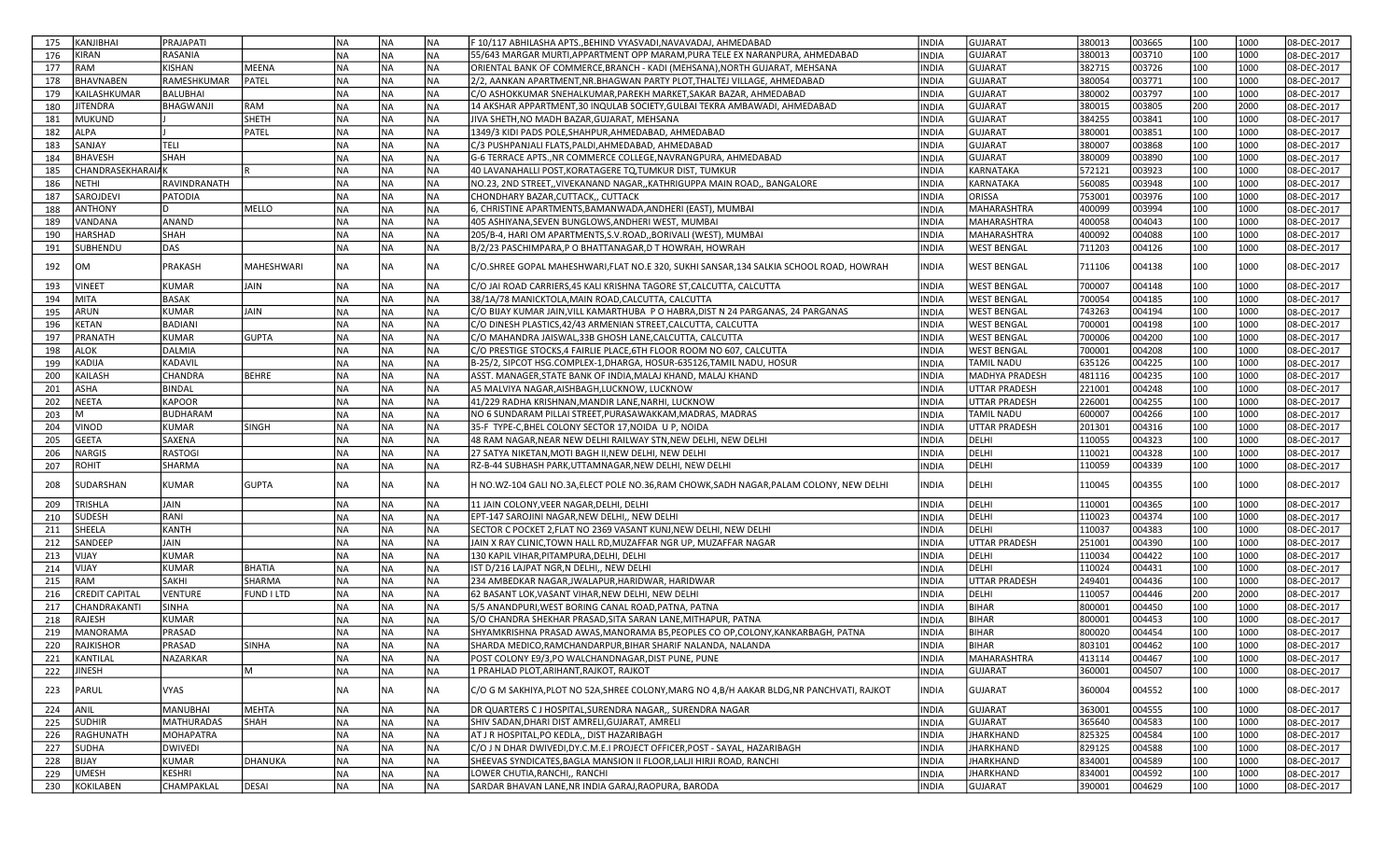| 175 | KANJIBHAI | PRAJAPATI | | NA | NA | NA | F 10/117 ABHILASHA APTS.,BEHIND VYASVADI,NAVAVADAJ, AHMEDABAD | INDIA | GUJARAT | 380013 | 003665 | 100 | 1000 | 08-DEC-2017 |
|---|---|---|---|---|---|---|---|---|---|---|---|---|---|---|
| 176 | KIRAN | RASANIA | | NA | NA | NA | 55/643 MARGAR MURTI,APPARTMENT OPP MARAM,PURA TELE EX NARANPURA, AHMEDABAD | INDIA | GUJARAT | 380013 | 003710 | 100 | 1000 | 08-DEC-2017 |
| 177 | RAM | KISHAN | MEENA | NA | NA | NA | ORIENTAL BANK OF COMMERCE,BRANCH - KADI (MEHSANA),NORTH GUJARAT, MEHSANA | INDIA | GUJARAT | 382715 | 003726 | 100 | 1000 | 08-DEC-2017 |
| 178 | BHAVNABEN | RAMESHKUMAR | PATEL | NA | NA | NA | 2/2, AANKAN APARTMENT,NR.BHAGWAN PARTY PLOT,THALTEJ VILLAGE, AHMEDABAD | INDIA | GUJARAT | 380054 | 003771 | 100 | 1000 | 08-DEC-2017 |
| 179 | KAILASHKUMAR | BALUBHAI | | NA | NA | NA | C/O ASHOKKUMAR SNEHALKUMAR,PAREKH MARKET,SAKAR BAZAR, AHMEDABAD | INDIA | GUJARAT | 380002 | 003797 | 100 | 1000 | 08-DEC-2017 |
| 180 | JITENDRA | BHAGWANJI | RAM | NA | NA | NA | 14 AKSHAR APPARTMENT,30 INQULAB SOCIETY,GULBAI TEKRA AMBAWADI, AHMEDABAD | INDIA | GUJARAT | 380015 | 003805 | 200 | 2000 | 08-DEC-2017 |
| 181 | MUKUND | J | SHETH | NA | NA | NA | JIVA SHETH,NO MADH BAZAR,GUJARAT, MEHSANA | INDIA | GUJARAT | 384255 | 003841 | 100 | 1000 | 08-DEC-2017 |
| 182 | ALPA | J | PATEL | NA | NA | NA | 1349/3 KIDI PADS POLE,SHAHPUR,AHMEDABAD, AHMEDABAD | INDIA | GUJARAT | 380001 | 003851 | 100 | 1000 | 08-DEC-2017 |
| 183 | SANJAY | TELI | | NA | NA | NA | C/3 PUSHPANJALI FLATS,PALDI,AHMEDABAD, AHMEDABAD | INDIA | GUJARAT | 380007 | 003868 | 100 | 1000 | 08-DEC-2017 |
| 184 | BHAVESH | SHAH | | NA | NA | NA | G-6 TERRACE APTS.,NR COMMERCE COLLEGE,NAVRANGPURA, AHMEDABAD | INDIA | GUJARAT | 380009 | 003890 | 100 | 1000 | 08-DEC-2017 |
| 185 | CHANDRASEKHARAIAK | | R | NA | NA | NA | 40 LAVANAHALLI POST,KORATAGERE TQ,TUMKUR DIST, TUMKUR | INDIA | KARNATAKA | 572121 | 003923 | 100 | 1000 | 08-DEC-2017 |
| 186 | NETHI | RAVINDRANATH | | NA | NA | NA | NO.23, 2ND STREET,,VIVEKANAND NAGAR,,KATHRIGUPPA MAIN ROAD,, BANGALORE | INDIA | KARNATAKA | 560085 | 003948 | 100 | 1000 | 08-DEC-2017 |
| 187 | SAROJDEVI | PATODIA | | NA | NA | NA | CHONDHARY BAZAR,CUTTACK,, CUTTACK | INDIA | ORISSA | 753001 | 003976 | 100 | 1000 | 08-DEC-2017 |
| 188 | ANTHONY | D | MELLO | NA | NA | NA | 6, CHRISTINE APARTMENTS,BAMANWADA,ANDHERI (EAST), MUMBAI | INDIA | MAHARASHTRA | 400099 | 003994 | 100 | 1000 | 08-DEC-2017 |
| 189 | VANDANA | ANAND | | NA | NA | NA | 405 ASHIYANA,SEVEN BUNGLOWS,ANDHERI WEST, MUMBAI | INDIA | MAHARASHTRA | 400058 | 004043 | 100 | 1000 | 08-DEC-2017 |
| 190 | HARSHAD | SHAH | | NA | NA | NA | 205/B-4, HARI OM APARTMENTS,S.V.ROAD,,BORIVALI (WEST), MUMBAI | INDIA | MAHARASHTRA | 400092 | 004088 | 100 | 1000 | 08-DEC-2017 |
| 191 | SUBHENDU | DAS | | NA | NA | NA | B/2/23 PASCHIMPARA,P O BHATTANAGAR,D T HOWRAH, HOWRAH | INDIA | WEST BENGAL | 711203 | 004126 | 100 | 1000 | 08-DEC-2017 |
| 192 | OM | PRAKASH | MAHESHWARI | NA | NA | NA | C/O.SHREE GOPAL MAHESHWARI,FLAT NO.E 320, SUKHI SANSAR,134 SALKIA SCHOOL ROAD, HOWRAH | INDIA | WEST BENGAL | 711106 | 004138 | 100 | 1000 | 08-DEC-2017 |
| 193 | VINEET | KUMAR | JAIN | NA | NA | NA | C/O JAI ROAD CARRIERS,45 KALI KRISHNA TAGORE ST,CALCUTTA, CALCUTTA | INDIA | WEST BENGAL | 700007 | 004148 | 100 | 1000 | 08-DEC-2017 |
| 194 | MITA | BASAK | | NA | NA | NA | 38/1A/78 MANICKTOLA,MAIN ROAD,CALCUTTA, CALCUTTA | INDIA | WEST BENGAL | 700054 | 004185 | 100 | 1000 | 08-DEC-2017 |
| 195 | ARUN | KUMAR | JAIN | NA | NA | NA | C/O BIJAY KUMAR JAIN,VILL KAMARTHUBA P O HABRA,DIST N 24 PARGANAS, 24 PARGANAS | INDIA | WEST BENGAL | 743263 | 004194 | 100 | 1000 | 08-DEC-2017 |
| 196 | KETAN | BADIANI | | NA | NA | NA | C/O DINESH PLASTICS,42/43 ARMENIAN STREET,CALCUTTA, CALCUTTA | INDIA | WEST BENGAL | 700001 | 004198 | 100 | 1000 | 08-DEC-2017 |
| 197 | PRANATH | KUMAR | GUPTA | NA | NA | NA | C/O MAHANDRA JAISWAL,33B GHOSH LANE,CALCUTTA, CALCUTTA | INDIA | WEST BENGAL | 700006 | 004200 | 100 | 1000 | 08-DEC-2017 |
| 198 | ALOK | DALMIA | | NA | NA | NA | C/O PRESTIGE STOCKS,4 FAIRLIE PLACE,6TH FLOOR ROOM NO 607, CALCUTTA | INDIA | WEST BENGAL | 700001 | 004208 | 100 | 1000 | 08-DEC-2017 |
| 199 | KADIJA | KADAVIL | | NA | NA | NA | B-25/2, SIPCOT HSG.COMPLEX-1,DHARGA, HOSUR-635126,TAMIL NADU, HOSUR | INDIA | TAMIL NADU | 635126 | 004225 | 100 | 1000 | 08-DEC-2017 |
| 200 | KAILASH | CHANDRA | BEHRE | NA | NA | NA | ASST. MANAGER,STATE BANK OF INDIA,MALAJ KHAND, MALAJ KHAND | INDIA | MADHYA PRADESH | 481116 | 004235 | 100 | 1000 | 08-DEC-2017 |
| 201 | ASHA | BINDAL | | NA | NA | NA | A5 MALVIYA NAGAR,AISHBAGH,LUCKNOW, LUCKNOW | INDIA | UTTAR PRADESH | 221001 | 004248 | 100 | 1000 | 08-DEC-2017 |
| 202 | NEETA | KAPOOR | | NA | NA | NA | 41/229 RADHA KRISHNAN,MANDIR LANE,NARHI, LUCKNOW | INDIA | UTTAR PRADESH | 226001 | 004255 | 100 | 1000 | 08-DEC-2017 |
| 203 | M | BUDHARAM | | NA | NA | NA | NO 6 SUNDARAM PILLAI STREET,PURASAWAKKAM,MADRAS, MADRAS | INDIA | TAMIL NADU | 600007 | 004266 | 100 | 1000 | 08-DEC-2017 |
| 204 | VINOD | KUMAR | SINGH | NA | NA | NA | 35-F TYPE-C,BHEL COLONY SECTOR 17,NOIDA U P, NOIDA | INDIA | UTTAR PRADESH | 201301 | 004316 | 100 | 1000 | 08-DEC-2017 |
| 205 | GEETA | SAXENA | | NA | NA | NA | 48 RAM NAGAR,NEAR NEW DELHI RAILWAY STN,NEW DELHI, NEW DELHI | INDIA | DELHI | 110055 | 004323 | 100 | 1000 | 08-DEC-2017 |
| 206 | NARGIS | RASTOGI | | NA | NA | NA | 27 SATYA NIKETAN,MOTI BAGH II,NEW DELHI, NEW DELHI | INDIA | DELHI | 110021 | 004328 | 100 | 1000 | 08-DEC-2017 |
| 207 | ROHIT | SHARMA | | NA | NA | NA | RZ-B-44 SUBHASH PARK,UTTAMNAGAR,NEW DELHI, NEW DELHI | INDIA | DELHI | 110059 | 004339 | 100 | 1000 | 08-DEC-2017 |
| 208 | SUDARSHAN | KUMAR | GUPTA | NA | NA | NA | H NO.WZ-104 GALI NO.3A,ELECT POLE NO.36,RAM CHOWK,SADH NAGAR,PALAM COLONY, NEW DELHI | INDIA | DELHI | 110045 | 004355 | 100 | 1000 | 08-DEC-2017 |
| 209 | TRISHLA | JAIN | | NA | NA | NA | 11 JAIN COLONY,VEER NAGAR,DELHI, DELHI | INDIA | DELHI | 110001 | 004365 | 100 | 1000 | 08-DEC-2017 |
| 210 | SUDESH | RANI | | NA | NA | NA | EPT-147 SAROJINI NAGAR,NEW DELHI,, NEW DELHI | INDIA | DELHI | 110023 | 004374 | 100 | 1000 | 08-DEC-2017 |
| 211 | SHEELA | KANTH | | NA | NA | NA | SECTOR C POCKET 2,FLAT NO 2369 VASANT KUNJ,NEW DELHI, NEW DELHI | INDIA | DELHI | 110037 | 004383 | 100 | 1000 | 08-DEC-2017 |
| 212 | SANDEEP | JAIN | | NA | NA | NA | JAIN X RAY CLINIC,TOWN HALL RD,MUZAFFAR NGR UP, MUZAFFAR NAGAR | INDIA | UTTAR PRADESH | 251001 | 004390 | 100 | 1000 | 08-DEC-2017 |
| 213 | VIJAY | KUMAR | | NA | NA | NA | 130 KAPIL VIHAR,PITAMPURA,DELHI, DELHI | INDIA | DELHI | 110034 | 004422 | 100 | 1000 | 08-DEC-2017 |
| 214 | VIJAY | KUMAR | BHATIA | NA | NA | NA | IST D/216 LAJPAT NGR,N DELHI,, NEW DELHI | INDIA | DELHI | 110024 | 004431 | 100 | 1000 | 08-DEC-2017 |
| 215 | RAM | SAKHI | SHARMA | NA | NA | NA | 234 AMBEDKAR NAGAR,JWALAPUR,HARIDWAR, HARIDWAR | INDIA | UTTAR PRADESH | 249401 | 004436 | 100 | 1000 | 08-DEC-2017 |
| 216 | CREDIT CAPITAL | VENTURE | FUND I LTD | NA | NA | NA | 62 BASANT LOK,VASANT VIHAR,NEW DELHI, NEW DELHI | INDIA | DELHI | 110057 | 004446 | 200 | 2000 | 08-DEC-2017 |
| 217 | CHANDRAKANTI | SINHA | | NA | NA | NA | 5/5 ANANDPURI,WEST BORING CANAL ROAD,PATNA, PATNA | INDIA | BIHAR | 800001 | 004450 | 100 | 1000 | 08-DEC-2017 |
| 218 | RAJESH | KUMAR | | NA | NA | NA | S/O CHANDRA SHEKHAR PRASAD,SITA SARAN LANE,MITHAPUR, PATNA | INDIA | BIHAR | 800001 | 004453 | 100 | 1000 | 08-DEC-2017 |
| 219 | MANORAMA | PRASAD | | NA | NA | NA | SHYAMKRISHNA PRASAD AWAS,MANORAMA B5,PEOPLES CO OP,COLONY,KANKARBAGH, PATNA | INDIA | BIHAR | 800020 | 004454 | 100 | 1000 | 08-DEC-2017 |
| 220 | RAJKISHOR | PRASAD | SINHA | NA | NA | NA | SHARDA MEDICO,RAMCHANDARPUR,BIHAR SHARIF NALANDA, NALANDA | INDIA | BIHAR | 803101 | 004462 | 100 | 1000 | 08-DEC-2017 |
| 221 | KANTILAL | NAZARKAR | | NA | NA | NA | POST COLONY E9/3,PO WALCHANDNAGAR,DIST PUNE, PUNE | INDIA | MAHARASHTRA | 413114 | 004467 | 100 | 1000 | 08-DEC-2017 |
| 222 | JINESH | | M | NA | NA | NA | 1 PRAHLAD PLOT,ARIHANT,RAJKOT, RAJKOT | INDIA | GUJARAT | 360001 | 004507 | 100 | 1000 | 08-DEC-2017 |
| 223 | PARUL | VYAS | | NA | NA | NA | C/O G M SAKHIYA,PLOT NO 52A,SHREE COLONY,MARG NO 4,B/H AAKAR BLDG,NR PANCHVATI, RAJKOT | INDIA | GUJARAT | 360004 | 004552 | 100 | 1000 | 08-DEC-2017 |
| 224 | ANIL | MANUBHAI | MEHTA | NA | NA | NA | DR QUARTERS C J HOSPITAL,SURENDRA NAGAR,, SURENDRA NAGAR | INDIA | GUJARAT | 363001 | 004555 | 100 | 1000 | 08-DEC-2017 |
| 225 | SUDHIR | MATHURADAS | SHAH | NA | NA | NA | SHIV SADAN,DHARI DIST AMRELI,GUJARAT, AMRELI | INDIA | GUJARAT | 365640 | 004583 | 100 | 1000 | 08-DEC-2017 |
| 226 | RAGHUNATH | MOHAPATRA | | NA | NA | NA | AT J R HOSPITAL,PO KEDLA,, DIST HAZARIBAGH | INDIA | JHARKHAND | 825325 | 004584 | 100 | 1000 | 08-DEC-2017 |
| 227 | SUDHA | DWIVEDI | | NA | NA | NA | C/O J N DHAR DWIVEDI,DY.C.M.E.I PROJECT OFFICER,POST - SAYAL, HAZARIBAGH | INDIA | JHARKHAND | 829125 | 004588 | 100 | 1000 | 08-DEC-2017 |
| 228 | BIJAY | KUMAR | DHANUKA | NA | NA | NA | SHEEVAS SYNDICATES,BAGLA MANSION II FLOOR,LALJI HIRJI ROAD, RANCHI | INDIA | JHARKHAND | 834001 | 004589 | 100 | 1000 | 08-DEC-2017 |
| 229 | UMESH | KESHRI | | NA | NA | NA | LOWER CHUTIA,RANCHI,, RANCHI | INDIA | JHARKHAND | 834001 | 004592 | 100 | 1000 | 08-DEC-2017 |
| 230 | KOKILABEN | CHAMPAKLAL | DESAI | NA | NA | NA | SARDAR BHAVAN LANE,NR INDIA GARAJ,RAOPURA, BARODA | INDIA | GUJARAT | 390001 | 004629 | 100 | 1000 | 08-DEC-2017 |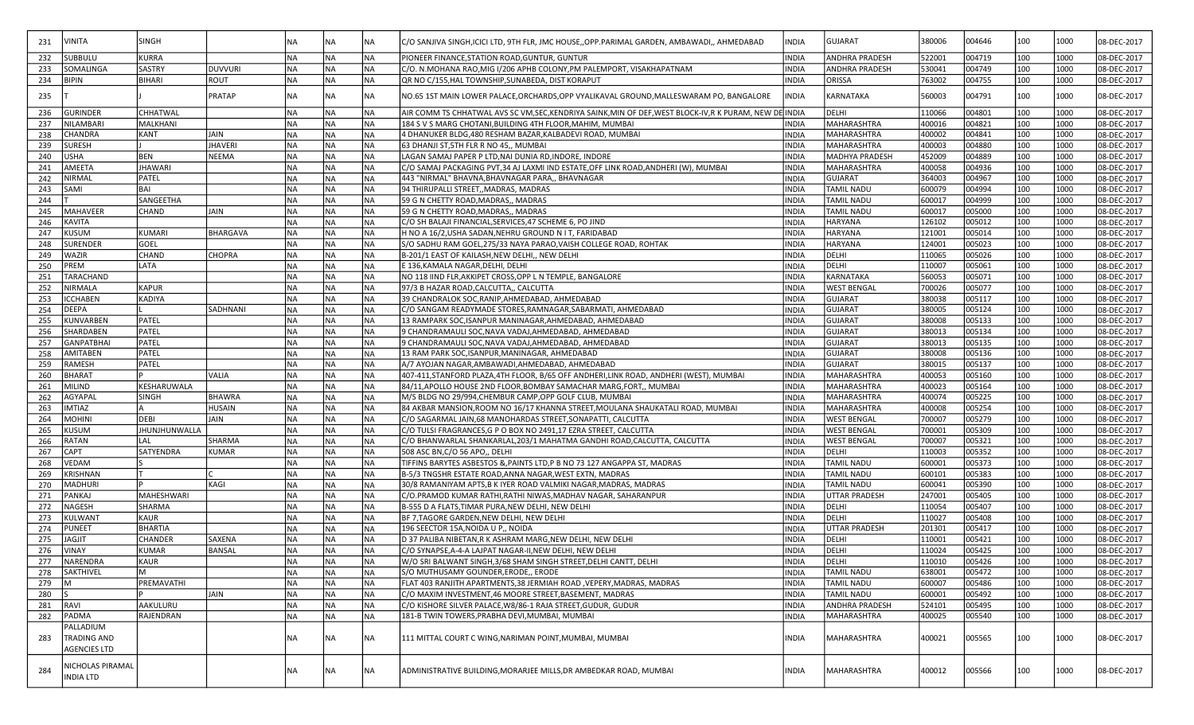| 231 | VINITA | SINGH | | NA | NA | NA | C/O SANJIVA SINGH,ICICI LTD, 9TH FLR, JMC HOUSE,,OPP.PARIMAL GARDEN, AMBAWADI,, AHMEDABAD | INDIA | GUJARAT | 380006 | 004646 | 100 | 1000 | 08-DEC-2017 |
|---|---|---|---|---|---|---|---|---|---|---|---|---|---|---|
| 232 | SUBBULU | KURRA | | NA | NA | NA | PIONEER FINANCE,STATION ROAD,GUNTUR, GUNTUR | INDIA | ANDHRA PRADESH | 522001 | 004719 | 100 | 1000 | 08-DEC-2017 |
| 233 | SOMALINGA | SASTRY | DUVVURI | NA | NA | NA | C/O. N.MOHANA RAO,MIG I/206 APHB COLONY,PM PALEMPORT, VISAKHAPATNAM | INDIA | ANDHRA PRADESH | 530041 | 004749 | 100 | 1000 | 08-DEC-2017 |
| 234 | BIPIN | BIHARI | ROUT | NA | NA | NA | QR NO C/155,HAL TOWNSHIP,SUNABEDA, DIST KORAPUT | INDIA | ORISSA | 763002 | 004755 | 100 | 1000 | 08-DEC-2017 |
| 235 | T | J | PRATAP | NA | NA | NA | NO.65 1ST MAIN LOWER PALACE,ORCHARDS,OPP VYALIKAVAL GROUND,MALLESWARAM PO, BANGALORE | INDIA | KARNATAKA | 560003 | 004791 | 100 | 1000 | 08-DEC-2017 |
| 236 | GURINDER | CHHATWAL | | NA | NA | NA | AIR COMM TS CHHATWAL AVS SC VM,SEC,KENDRIYA SAINK,MIN OF DEF,WEST BLOCK-IV,R K PURAM, NEW DE | INDIA | DELHI | 110066 | 004801 | 100 | 1000 | 08-DEC-2017 |
| 237 | NILAMBARI | MALKHANI | | NA | NA | NA | 184 S V S MARG CHOTANI,BUILDING 4TH FLOOR,MAHIM, MUMBAI | INDIA | MAHARASHTRA | 400016 | 004821 | 100 | 1000 | 08-DEC-2017 |
| 238 | CHANDRA | KANT | JAIN | NA | NA | NA | 4 DHANUKER BLDG,480 RESHAM BAZAR,KALBADEVI ROAD, MUMBAI | INDIA | MAHARASHTRA | 400002 | 004841 | 100 | 1000 | 08-DEC-2017 |
| 239 | SURESH | J | JHAVERI | NA | NA | NA | 63 DHANJI ST,5TH FLR R NO 45,, MUMBAI | INDIA | MAHARASHTRA | 400003 | 004880 | 100 | 1000 | 08-DEC-2017 |
| 240 | USHA | BEN | NEEMA | NA | NA | NA | LAGAN SAMAJ PAPER P LTD,NAI DUNIA RD,INDORE, INDORE | INDIA | MADHYA PRADESH | 452009 | 004889 | 100 | 1000 | 08-DEC-2017 |
| 241 | AMEETA | JHAWARI | | NA | NA | NA | C/O SAMAJ PACKAGING PVT,34 AJ LAXMI IND ESTATE,OFF LINK ROAD,ANDHERI (W), MUMBAI | INDIA | MAHARASHTRA | 400058 | 004936 | 100 | 1000 | 08-DEC-2017 |
| 242 | NIRMAL | PATEL | | NA | NA | NA | 443 "NIRMAL" BHAVNA,BHAVNAGAR PARA,, BHAVNAGAR | INDIA | GUJARAT | 364003 | 004967 | 100 | 1000 | 08-DEC-2017 |
| 243 | SAMI | BAI | | NA | NA | NA | 94 THIRUPALLI STREET,,MADRAS, MADRAS | INDIA | TAMIL NADU | 600079 | 004994 | 100 | 1000 | 08-DEC-2017 |
| 244 | T | SANGEETHA | | NA | NA | NA | 59 G N CHETTY ROAD,MADRAS,, MADRAS | INDIA | TAMIL NADU | 600017 | 004999 | 100 | 1000 | 08-DEC-2017 |
| 245 | MAHAVEER | CHAND | JAIN | NA | NA | NA | 59 G N CHETTY ROAD,MADRAS,, MADRAS | INDIA | TAMIL NADU | 600017 | 005000 | 100 | 1000 | 08-DEC-2017 |
| 246 | KAVITA | | | NA | NA | NA | C/O SH BALAJI FINANCIAL,SERVICES,47 SCHEME 6, PO JIND | INDIA | HARYANA | 126102 | 005012 | 100 | 1000 | 08-DEC-2017 |
| 247 | KUSUM | KUMARI | BHARGAVA | NA | NA | NA | H NO A 16/2,USHA SADAN,NEHRU GROUND N I T, FARIDABAD | INDIA | HARYANA | 121001 | 005014 | 100 | 1000 | 08-DEC-2017 |
| 248 | SURENDER | GOEL | | NA | NA | NA | S/O SADHU RAM GOEL,275/33 NAYA PARAO,VAISH COLLEGE ROAD, ROHTAK | INDIA | HARYANA | 124001 | 005023 | 100 | 1000 | 08-DEC-2017 |
| 249 | WAZIR | CHAND | CHOPRA | NA | NA | NA | B-201/1 EAST OF KAILASH,NEW DELHI,, NEW DELHI | INDIA | DELHI | 110065 | 005026 | 100 | 1000 | 08-DEC-2017 |
| 250 | PREM | LATA | | NA | NA | NA | E 136,KAMALA NAGAR,DELHI, DELHI | INDIA | DELHI | 110007 | 005061 | 100 | 1000 | 08-DEC-2017 |
| 251 | TARACHAND | | | NA | NA | NA | NO 118 IIND FLR,AKKIPET CROSS,OPP L N TEMPLE, BANGALORE | INDIA | KARNATAKA | 560053 | 005071 | 100 | 1000 | 08-DEC-2017 |
| 252 | NIRMALA | KAPUR | | NA | NA | NA | 97/3 B HAZAR ROAD,CALCUTTA,, CALCUTTA | INDIA | WEST BENGAL | 700026 | 005077 | 100 | 1000 | 08-DEC-2017 |
| 253 | ICCHABEN | KADIYA | | NA | NA | NA | 39 CHANDRALOK SOC,RANIP,AHMEDABAD, AHMEDABAD | INDIA | GUJARAT | 380038 | 005117 | 100 | 1000 | 08-DEC-2017 |
| 254 | DEEPA | L | SADHNANI | NA | NA | NA | C/O SANGAM READYMADE STORES,RAMNAGAR,SABARMATI, AHMEDABAD | INDIA | GUJARAT | 380005 | 005124 | 100 | 1000 | 08-DEC-2017 |
| 255 | KUNVARBEN | PATEL | | NA | NA | NA | 13 RAMPARK SOC,ISANPUR MANINAGAR,AHMEDABAD, AHMEDABAD | INDIA | GUJARAT | 380008 | 005133 | 100 | 1000 | 08-DEC-2017 |
| 256 | SHARDABEN | PATEL | | NA | NA | NA | 9 CHANDRAMAULI SOC,NAVA VADAJ,AHMEDABAD, AHMEDABAD | INDIA | GUJARAT | 380013 | 005134 | 100 | 1000 | 08-DEC-2017 |
| 257 | GANPATBHAI | PATEL | | NA | NA | NA | 9 CHANDRAMAULI SOC,NAVA VADAJ,AHMEDABAD, AHMEDABAD | INDIA | GUJARAT | 380013 | 005135 | 100 | 1000 | 08-DEC-2017 |
| 258 | AMITABEN | PATEL | | NA | NA | NA | 13 RAM PARK SOC,ISANPUR,MANINAGAR, AHMEDABAD | INDIA | GUJARAT | 380008 | 005136 | 100 | 1000 | 08-DEC-2017 |
| 259 | RAMESH | PATEL | | NA | NA | NA | A/7 AYOJAN NAGAR,AMBAWADI,AHMEDABAD, AHMEDABAD | INDIA | GUJARAT | 380015 | 005137 | 100 | 1000 | 08-DEC-2017 |
| 260 | BHARAT | P | VALIA | NA | NA | NA | 407-411,STANFORD PLAZA,4TH FLOOR, B/65 OFF ANDHERI,LINK ROAD, ANDHERI (WEST), MUMBAI | INDIA | MAHARASHTRA | 400053 | 005160 | 100 | 1000 | 08-DEC-2017 |
| 261 | MILIND | KESHARUWALA | | NA | NA | NA | 84/11,APOLLO HOUSE 2ND FLOOR,BOMBAY SAMACHAR MARG,FORT,, MUMBAI | INDIA | MAHARASHTRA | 400023 | 005164 | 100 | 1000 | 08-DEC-2017 |
| 262 | AGYAPAL | SINGH | BHAWRA | NA | NA | NA | M/S BLDG NO 29/994,CHEMBUR CAMP,OPP GOLF CLUB, MUMBAI | INDIA | MAHARASHTRA | 400074 | 005225 | 100 | 1000 | 08-DEC-2017 |
| 263 | IMTIAZ | A | HUSAIN | NA | NA | NA | 84 AKBAR MANSION,ROOM NO 16/17 KHANNA STREET,MOULANA SHAUKATALI ROAD, MUMBAI | INDIA | MAHARASHTRA | 400008 | 005254 | 100 | 1000 | 08-DEC-2017 |
| 264 | MOHINI | DEBI | JAIN | NA | NA | NA | C/O SAGARMAL JAIN,68 MANOHARDAS STREET,SONAPATTI, CALCUTTA | INDIA | WEST BENGAL | 700007 | 005279 | 100 | 1000 | 08-DEC-2017 |
| 265 | KUSUM | JHUNJHUNWALLA | | NA | NA | NA | C/O TULSI FRAGRANCES,G P O BOX NO 2491,17 EZRA STREET, CALCUTTA | INDIA | WEST BENGAL | 700001 | 005309 | 100 | 1000 | 08-DEC-2017 |
| 266 | RATAN | LAL | SHARMA | NA | NA | NA | C/O BHANWARLAL SHANKARLAL,203/1 MAHATMA GANDHI ROAD,CALCUTTA, CALCUTTA | INDIA | WEST BENGAL | 700007 | 005321 | 100 | 1000 | 08-DEC-2017 |
| 267 | CAPT | SATYENDRA | KUMAR | NA | NA | NA | 508 ASC BN,C/O 56 APO,, DELHI | INDIA | DELHI | 110003 | 005352 | 100 | 1000 | 08-DEC-2017 |
| 268 | VEDAM | S | | NA | NA | NA | TIFFINS BARYTES ASBESTOS &,PAINTS LTD,P B NO 73 127 ANGAPPA ST, MADRAS | INDIA | TAMIL NADU | 600001 | 005373 | 100 | 1000 | 08-DEC-2017 |
| 269 | KRISHNAN | T | C | NA | NA | NA | B-5/3 TNGSHR ESTATE ROAD,ANNA NAGAR,WEST EXTN, MADRAS | INDIA | TAMIL NADU | 600101 | 005383 | 100 | 1000 | 08-DEC-2017 |
| 270 | MADHURI | P | KAGI | NA | NA | NA | 30/8 RAMANIYAM APTS,B K IYER ROAD VALMIKI NAGAR,MADRAS, MADRAS | INDIA | TAMIL NADU | 600041 | 005390 | 100 | 1000 | 08-DEC-2017 |
| 271 | PANKAJ | MAHESHWARI | | NA | NA | NA | C/O.PRAMOD KUMAR RATHI,RATHI NIWAS,MADHAV NAGAR, SAHARANPUR | INDIA | UTTAR PRADESH | 247001 | 005405 | 100 | 1000 | 08-DEC-2017 |
| 272 | NAGESH | SHARMA | | NA | NA | NA | B-555 D A FLATS,TIMAR PURA,NEW DELHI, NEW DELHI | INDIA | DELHI | 110054 | 005407 | 100 | 1000 | 08-DEC-2017 |
| 273 | KULWANT | KAUR | | NA | NA | NA | BF 7,TAGORE GARDEN,NEW DELHI, NEW DELHI | INDIA | DELHI | 110027 | 005408 | 100 | 1000 | 08-DEC-2017 |
| 274 | PUNEET | BHARTIA | | NA | NA | NA | 196 SEECTOR 15A,NOIDA U P,, NOIDA | INDIA | UTTAR PRADESH | 201301 | 005417 | 100 | 1000 | 08-DEC-2017 |
| 275 | JAGJIT | CHANDER | SAXENA | NA | NA | NA | D 37 PALIBA NIBETAN,R K ASHRAM MARG,NEW DELHI, NEW DELHI | INDIA | DELHI | 110001 | 005421 | 100 | 1000 | 08-DEC-2017 |
| 276 | VINAY | KUMAR | BANSAL | NA | NA | NA | C/O SYNAPSE,A-4-A LAJPAT NAGAR-II,NEW DELHI, NEW DELHI | INDIA | DELHI | 110024 | 005425 | 100 | 1000 | 08-DEC-2017 |
| 277 | NARENDRA | KAUR | | NA | NA | NA | W/O SRI BALWANT SINGH,3/68 SHAM SINGH STREET,DELHI CANTT, DELHI | INDIA | DELHI | 110010 | 005426 | 100 | 1000 | 08-DEC-2017 |
| 278 | SAKTHIVEL | M | | NA | NA | NA | S/O MUTHUSAMY GOUNDER,ERODE,, ERODE | INDIA | TAMIL NADU | 638001 | 005472 | 100 | 1000 | 08-DEC-2017 |
| 279 | M | PREMAVATHI | | NA | NA | NA | FLAT 403 RANJITH APARTMENTS,38 JERMIAH ROAD ,VEPERY,MADRAS, MADRAS | INDIA | TAMIL NADU | 600007 | 005486 | 100 | 1000 | 08-DEC-2017 |
| 280 | S | P | JAIN | NA | NA | NA | C/O MAXIM INVESTMENT,46 MOORE STREET,BASEMENT, MADRAS | INDIA | TAMIL NADU | 600001 | 005492 | 100 | 1000 | 08-DEC-2017 |
| 281 | RAVI | AAKULURU | | NA | NA | NA | C/O KISHORE SILVER PALACE,W8/86-1 RAJA STREET,GUDUR, GUDUR | INDIA | ANDHRA PRADESH | 524101 | 005495 | 100 | 1000 | 08-DEC-2017 |
| 282 | PADMA | RAJENDRAN | | NA | NA | NA | 181-B TWIN TOWERS,PRABHA DEVI,MUMBAI, MUMBAI | INDIA | MAHARASHTRA | 400025 | 005540 | 100 | 1000 | 08-DEC-2017 |
| 283 | PALLADIUM TRADING AND AGENCIES LTD | | | NA | NA | NA | 111 MITTAL COURT C WING,NARIMAN POINT,MUMBAI, MUMBAI | INDIA | MAHARASHTRA | 400021 | 005565 | 100 | 1000 | 08-DEC-2017 |
| 284 | NICHOLAS PIRAMAL INDIA LTD | | | NA | NA | NA | ADMINISTRATIVE BUILDING,MORARJEE MILLS,DR AMBEDKAR ROAD, MUMBAI | INDIA | MAHARASHTRA | 400012 | 005566 | 100 | 1000 | 08-DEC-2017 |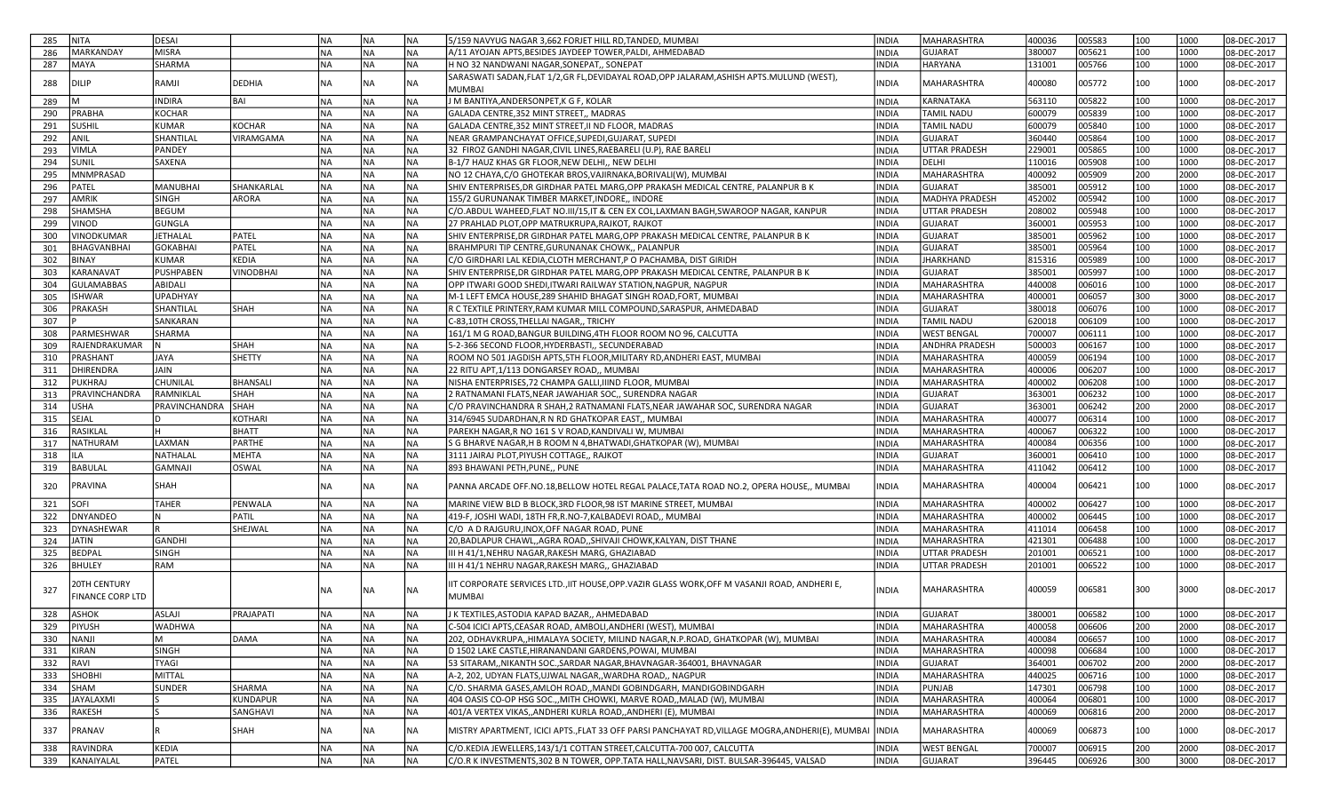| 285 | NITA | DESAI | | NA | NA | NA | 5/159 NAVYUG NAGAR 3,662 FORJET HILL RD,TANDED, MUMBAI | INDIA | MAHARASHTRA | 400036 | 005583 | 100 | 1000 | 08-DEC-2017 |
|---|---|---|---|---|---|---|---|---|---|---|---|---|---|---|
| 286 | MARKANDAY | MISRA | | NA | NA | NA | A/11 AYOJAN APTS,BESIDES JAYDEEP TOWER,PALDI, AHMEDABAD | INDIA | GUJARAT | 380007 | 005621 | 100 | 1000 | 08-DEC-2017 |
| 287 | MAYA | SHARMA | | NA | NA | NA | H NO 32 NANDWANI NAGAR,SONEPAT,, SONEPAT | INDIA | HARYANA | 131001 | 005766 | 100 | 1000 | 08-DEC-2017 |
| 288 | DILIP | RAMJI | DEDHIA | NA | NA | NA | SARASWATI SADAN,FLAT 1/2,GR FL,DEVIDAYAL ROAD,OPP JALARAM,ASHISH APTS.MULUND (WEST), MUMBAI | INDIA | MAHARASHTRA | 400080 | 005772 | 100 | 1000 | 08-DEC-2017 |
| 289 | M | INDIRA | BAI | NA | NA | NA | J M BANTIYA,ANDERSONPET,K G F, KOLAR | INDIA | KARNATAKA | 563110 | 005822 | 100 | 1000 | 08-DEC-2017 |
| 290 | PRABHA | KOCHAR | | NA | NA | NA | GALADA CENTRE,352 MINT STREET,, MADRAS | INDIA | TAMIL NADU | 600079 | 005839 | 100 | 1000 | 08-DEC-2017 |
| 291 | SUSHIL | KUMAR | KOCHAR | NA | NA | NA | GALADA CENTRE,352 MINT STREET,II ND FLOOR, MADRAS | INDIA | TAMIL NADU | 600079 | 005840 | 100 | 1000 | 08-DEC-2017 |
| 292 | ANIL | SHANTILAL | VIRAMGAMA | NA | NA | NA | NEAR GRAMPANCHAYAT OFFICE,SUPEDI,GUJARAT, SUPEDI | INDIA | GUJARAT | 360440 | 005864 | 100 | 1000 | 08-DEC-2017 |
| 293 | VIMLA | PANDEY | | NA | NA | NA | 32 FIROZ GANDHI NAGAR,CIVIL LINES,RAEBARELI (U.P), RAE BARELI | INDIA | UTTAR PRADESH | 229001 | 005865 | 100 | 1000 | 08-DEC-2017 |
| 294 | SUNIL | SAXENA | | NA | NA | NA | B-1/7 HAUZ KHAS GR FLOOR,NEW DELHI,, NEW DELHI | INDIA | DELHI | 110016 | 005908 | 100 | 1000 | 08-DEC-2017 |
| 295 | MNMPRASAD | | | NA | NA | NA | NO 12 CHAYA,C/O GHOTEKAR BROS,VAJIRNAKA,BORIVALI(W), MUMBAI | INDIA | MAHARASHTRA | 400092 | 005909 | 200 | 2000 | 08-DEC-2017 |
| 296 | PATEL | MANUBHAI | SHANKARLAL | NA | NA | NA | SHIV ENTERPRISES,DR GIRDHAR PATEL MARG,OPP PRAKASH MEDICAL CENTRE, PALANPUR B K | INDIA | GUJARAT | 385001 | 005912 | 100 | 1000 | 08-DEC-2017 |
| 297 | AMRIK | SINGH | ARORA | NA | NA | NA | 155/2 GURUNANAK TIMBER MARKET,INDORE,, INDORE | INDIA | MADHYA PRADESH | 452002 | 005942 | 100 | 1000 | 08-DEC-2017 |
| 298 | SHAMSHA | BEGUM | | NA | NA | NA | C/O.ABDUL WAHEED,FLAT NO.III/15,IT & CEN EX COL,LAXMAN BAGH,SWAROOP NAGAR, KANPUR | INDIA | UTTAR PRADESH | 208002 | 005948 | 100 | 1000 | 08-DEC-2017 |
| 299 | VINOD | GUNGLA | | NA | NA | NA | 27 PRAHLAD PLOT,OPP MATRUKRUPA,RAJKOT, RAJKOT | INDIA | GUJARAT | 360001 | 005953 | 100 | 1000 | 08-DEC-2017 |
| 300 | VINODKUMAR | JETHALAL | PATEL | NA | NA | NA | SHIV ENTERPRISE,DR GIRDHAR PATEL MARG,OPP PRAKASH MEDICAL CENTRE, PALANPUR B K | INDIA | GUJARAT | 385001 | 005962 | 100 | 1000 | 08-DEC-2017 |
| 301 | BHAGVANBHAI | GOKABHAI | PATEL | NA | NA | NA | BRAHMPURI TIP CENTRE,GURUNANAK CHOWK,, PALANPUR | INDIA | GUJARAT | 385001 | 005964 | 100 | 1000 | 08-DEC-2017 |
| 302 | BINAY | KUMAR | KEDIA | NA | NA | NA | C/O GIRDHARI LAL KEDIA,CLOTH MERCHANT,P O PACHAMBA, DIST GIRIDH | INDIA | JHARKHAND | 815316 | 005989 | 100 | 1000 | 08-DEC-2017 |
| 303 | KARANAVAT | PUSHPABEN | VINODBHAI | NA | NA | NA | SHIV ENTERPRISE,DR GIRDHAR PATEL MARG,OPP PRAKASH MEDICAL CENTRE, PALANPUR B K | INDIA | GUJARAT | 385001 | 005997 | 100 | 1000 | 08-DEC-2017 |
| 304 | GULAMABBAS | ABIDALI | | NA | NA | NA | OPP ITWARI GOOD SHEDI,ITWARI RAILWAY STATION,NAGPUR, NAGPUR | INDIA | MAHARASHTRA | 440008 | 006016 | 100 | 1000 | 08-DEC-2017 |
| 305 | ISHWAR | UPADHYAY | | NA | NA | NA | M-1 LEFT EMCA HOUSE,289 SHAHID BHAGAT SINGH ROAD,FORT, MUMBAI | INDIA | MAHARASHTRA | 400001 | 006057 | 300 | 3000 | 08-DEC-2017 |
| 306 | PRAKASH | SHANTILAL | SHAH | NA | NA | NA | R C TEXTILE PRINTERY,RAM KUMAR MILL COMPOUND,SARASPUR, AHMEDABAD | INDIA | GUJARAT | 380018 | 006076 | 100 | 1000 | 08-DEC-2017 |
| 307 | P | SANKARAN | | NA | NA | NA | C-83,10TH CROSS,THELLAI NAGAR,, TRICHY | INDIA | TAMIL NADU | 620018 | 006109 | 100 | 1000 | 08-DEC-2017 |
| 308 | PARMESHWAR | SHARMA | | NA | NA | NA | 161/1 M G ROAD,BANGUR BUILDING,4TH FLOOR ROOM NO 96, CALCUTTA | INDIA | WEST BENGAL | 700007 | 006111 | 100 | 1000 | 08-DEC-2017 |
| 309 | RAJENDRAKUMAR | N | SHAH | NA | NA | NA | 5-2-366 SECOND FLOOR,HYDERBASTI,, SECUNDERABAD | INDIA | ANDHRA PRADESH | 500003 | 006167 | 100 | 1000 | 08-DEC-2017 |
| 310 | PRASHANT | JAYA | SHETTY | NA | NA | NA | ROOM NO 501 JAGDISH APTS,5TH FLOOR,MILITARY RD,ANDHERI EAST, MUMBAI | INDIA | MAHARASHTRA | 400059 | 006194 | 100 | 1000 | 08-DEC-2017 |
| 311 | DHIRENDRA | JAIN | | NA | NA | NA | 22 RITU APT,1/113 DONGARSEY ROAD,, MUMBAI | INDIA | MAHARASHTRA | 400006 | 006207 | 100 | 1000 | 08-DEC-2017 |
| 312 | PUKHRAJ | CHUNILAL | BHANSALI | NA | NA | NA | NISHA ENTERPRISES,72 CHAMPA GALLI,IIIND FLOOR, MUMBAI | INDIA | MAHARASHTRA | 400002 | 006208 | 100 | 1000 | 08-DEC-2017 |
| 313 | PRAVINCHANDRA | RAMNIKLAL | SHAH | NA | NA | NA | 2 RATNAMANI FLATS,NEAR JAWAHJAR SOC,, SURENDRA NAGAR | INDIA | GUJARAT | 363001 | 006232 | 100 | 1000 | 08-DEC-2017 |
| 314 | USHA | PRAVINCHANDRA | SHAH | NA | NA | NA | C/O PRAVINCHANDRA R SHAH,2 RATNAMANI FLATS,NEAR JAWAHAR SOC, SURENDRA NAGAR | INDIA | GUJARAT | 363001 | 006242 | 200 | 2000 | 08-DEC-2017 |
| 315 | SEJAL | D | KOTHARI | NA | NA | NA | 314/6945 SUDARDHAN,R N RD GHATKOPAR EAST,, MUMBAI | INDIA | MAHARASHTRA | 400077 | 006314 | 100 | 1000 | 08-DEC-2017 |
| 316 | RASIKLAL | H | BHATT | NA | NA | NA | PAREKH NAGAR,R NO 161 S V ROAD,KANDIVALI W, MUMBAI | INDIA | MAHARASHTRA | 400067 | 006322 | 100 | 1000 | 08-DEC-2017 |
| 317 | NATHURAM | LAXMAN | PARTHE | NA | NA | NA | S G BHARVE NAGAR,H B ROOM N 4,BHATWADI,GHATKOPAR (W), MUMBAI | INDIA | MAHARASHTRA | 400084 | 006356 | 100 | 1000 | 08-DEC-2017 |
| 318 | ILA | NATHALAL | MEHTA | NA | NA | NA | 3111 JAIRAJ PLOT,PIYUSH COTTAGE,, RAJKOT | INDIA | GUJARAT | 360001 | 006410 | 100 | 1000 | 08-DEC-2017 |
| 319 | BABULAL | GAMNAJI | OSWAL | NA | NA | NA | 893 BHAWANI PETH,PUNE,, PUNE | INDIA | MAHARASHTRA | 411042 | 006412 | 100 | 1000 | 08-DEC-2017 |
| 320 | PRAVINA | SHAH | | NA | NA | NA | PANNA ARCADE OFF.NO.18,BELLOW HOTEL REGAL PALACE,TATA ROAD NO.2, OPERA HOUSE,, MUMBAI | INDIA | MAHARASHTRA | 400004 | 006421 | 100 | 1000 | 08-DEC-2017 |
| 321 | SOFI | TAHER | PENWALA | NA | NA | NA | MARINE VIEW BLD B BLOCK,3RD FLOOR,98 IST MARINE STREET, MUMBAI | INDIA | MAHARASHTRA | 400002 | 006427 | 100 | 1000 | 08-DEC-2017 |
| 322 | DNYANDEO | N | PATIL | NA | NA | NA | 419-F, JOSHI WADI, 18TH FR,R.NO-7,KALBADEVI ROAD,, MUMBAI | INDIA | MAHARASHTRA | 400002 | 006445 | 100 | 1000 | 08-DEC-2017 |
| 323 | DYNASHEWAR | R | SHEJWAL | NA | NA | NA | C/O A D RAJGURU,INOX,OFF NAGAR ROAD, PUNE | INDIA | MAHARASHTRA | 411014 | 006458 | 100 | 1000 | 08-DEC-2017 |
| 324 | JATIN | GANDHI | | NA | NA | NA | 20,BADLAPUR CHAWL,,AGRA ROAD,,SHIVAJI CHOWK,KALYAN, DIST THANE | INDIA | MAHARASHTRA | 421301 | 006488 | 100 | 1000 | 08-DEC-2017 |
| 325 | BEDPAL | SINGH | | NA | NA | NA | III H 41/1,NEHRU NAGAR,RAKESH MARG, GHAZIABAD | INDIA | UTTAR PRADESH | 201001 | 006521 | 100 | 1000 | 08-DEC-2017 |
| 326 | BHULEY | RAM | | NA | NA | NA | III H 41/1 NEHRU NAGAR,RAKESH MARG,, GHAZIABAD | INDIA | UTTAR PRADESH | 201001 | 006522 | 100 | 1000 | 08-DEC-2017 |
| 327 | 20TH CENTURY FINANCE CORP LTD | | | NA | NA | NA | IIT CORPORATE SERVICES LTD.,IIT HOUSE,OPP.VAZIR GLASS WORK,OFF M VASANJI ROAD, ANDHERI E, MUMBAI | INDIA | MAHARASHTRA | 400059 | 006581 | 300 | 3000 | 08-DEC-2017 |
| 328 | ASHOK | ASLAJI | PRAJAPATI | NA | NA | NA | J K TEXTILES,ASTODIA KAPAD BAZAR,, AHMEDABAD | INDIA | GUJARAT | 380001 | 006582 | 100 | 1000 | 08-DEC-2017 |
| 329 | PIYUSH | WADHWA | | NA | NA | NA | C-504 ICICI APTS,CEASAR ROAD, AMBOLI,ANDHERI (WEST), MUMBAI | INDIA | MAHARASHTRA | 400058 | 006606 | 200 | 2000 | 08-DEC-2017 |
| 330 | NANJI | M | DAMA | NA | NA | NA | 202, ODHAVKRUPA,,HIMALAYA SOCIETY, MILIND NAGAR,N.P.ROAD, GHATKOPAR (W), MUMBAI | INDIA | MAHARASHTRA | 400084 | 006657 | 100 | 1000 | 08-DEC-2017 |
| 331 | KIRAN | SINGH | | NA | NA | NA | D 1502 LAKE CASTLE,HIRANANDANI GARDENS,POWAI, MUMBAI | INDIA | MAHARASHTRA | 400098 | 006684 | 100 | 1000 | 08-DEC-2017 |
| 332 | RAVI | TYAGI | | NA | NA | NA | 53 SITARAM,,NIKANTH SOC.,SARDAR NAGAR,BHAVNAGAR-364001, BHAVNAGAR | INDIA | GUJARAT | 364001 | 006702 | 200 | 2000 | 08-DEC-2017 |
| 333 | SHOBHI | MITTAL | | NA | NA | NA | A-2, 202, UDYAN FLATS,UJWAL NAGAR,,WARDHA ROAD,, NAGPUR | INDIA | MAHARASHTRA | 440025 | 006716 | 100 | 1000 | 08-DEC-2017 |
| 334 | SHAM | SUNDER | SHARMA | NA | NA | NA | C/O. SHARMA GASES,AMLOH ROAD,,MANDI GOBINDGARH, MANDIGOBINDGARH | INDIA | PUNJAB | 147301 | 006798 | 100 | 1000 | 08-DEC-2017 |
| 335 | JAYALAXMI | S | KUNDAPUR | NA | NA | NA | 404 OASIS CO-OP HSG SOC.,,MITH CHOWKI, MARVE ROAD,,MALAD (W), MUMBAI | INDIA | MAHARASHTRA | 400064 | 006801 | 100 | 1000 | 08-DEC-2017 |
| 336 | RAKESH | S | SANGHAVI | NA | NA | NA | 401/A VERTEX VIKAS,,ANDHERI KURLA ROAD,,ANDHERI (E), MUMBAI | INDIA | MAHARASHTRA | 400069 | 006816 | 200 | 2000 | 08-DEC-2017 |
| 337 | PRANAV | R | SHAH | NA | NA | NA | MISTRY APARTMENT, ICICI APTS.,FLAT 33 OFF PARSI PANCHAYAT RD,VILLAGE MOGRA,ANDHERI(E), MUMBAI | INDIA | MAHARASHTRA | 400069 | 006873 | 100 | 1000 | 08-DEC-2017 |
| 338 | RAVINDRA | KEDIA | | NA | NA | NA | C/O.KEDIA JEWELLERS,143/1/1 COTTAN STREET,CALCUTTA-700 007, CALCUTTA | INDIA | WEST BENGAL | 700007 | 006915 | 200 | 2000 | 08-DEC-2017 |
| 339 | KANAIYALAL | PATEL | | NA | NA | NA | C/O.R K INVESTMENTS,302 B N TOWER, OPP.TATA HALL,NAVSARI, DIST. BULSAR-396445, VALSAD | INDIA | GUJARAT | 396445 | 006926 | 300 | 3000 | 08-DEC-2017 |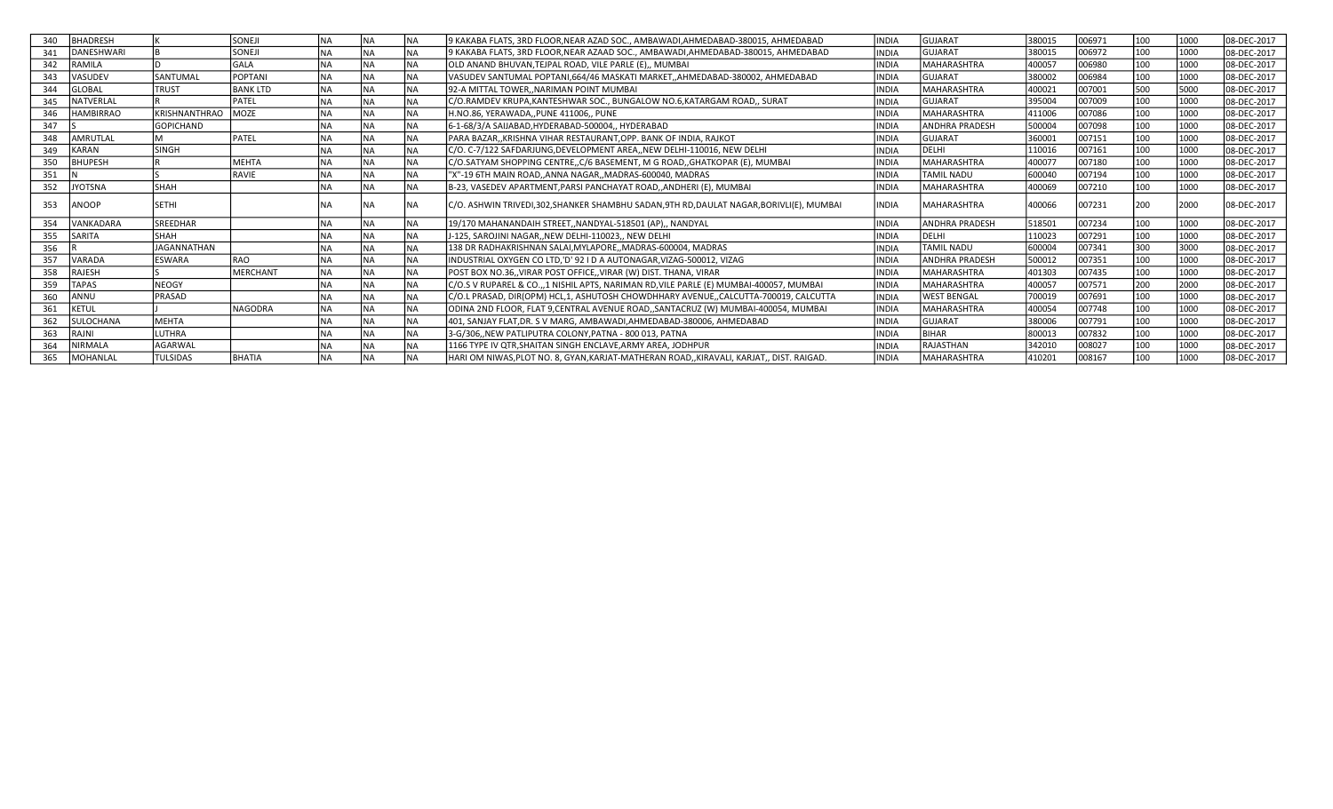| | | | | | | | | | | | | | | |
|---|---|---|---|---|---|---|---|---|---|---|---|---|---|---|
| 340 | BHADRESH | K | SONEJI | NA | NA | NA | 9 KAKABA FLATS, 3RD FLOOR,NEAR AZAD SOC., AMBAWADI,AHMEDABAD-380015, AHMEDABAD | INDIA | GUJARAT | 380015 | 006971 | 100 | 1000 | 08-DEC-2017 |
| 341 | DANESHWARI | B | SONEJI | NA | NA | NA | 9 KAKABA FLATS, 3RD FLOOR,NEAR AZAAD SOC., AMBAWADI,AHMEDABAD-380015, AHMEDABAD | INDIA | GUJARAT | 380015 | 006972 | 100 | 1000 | 08-DEC-2017 |
| 342 | RAMILA | D | GALA | NA | NA | NA | OLD ANAND BHUVAN,TEJPAL ROAD, VILE PARLE (E),, MUMBAI | INDIA | MAHARASHTRA | 400057 | 006980 | 100 | 1000 | 08-DEC-2017 |
| 343 | VASUDEV | SANTUMAL | POPTANI | NA | NA | NA | VASUDEV SANTUMAL POPTANI,664/46 MASKATI MARKET,,AHMEDABAD-380002, AHMEDABAD | INDIA | GUJARAT | 380002 | 006984 | 100 | 1000 | 08-DEC-2017 |
| 344 | GLOBAL | TRUST | BANK LTD | NA | NA | NA | 92-A MITTAL TOWER,,NARIMAN POINT MUMBAI | INDIA | MAHARASHTRA | 400021 | 007001 | 500 | 5000 | 08-DEC-2017 |
| 345 | NATVERLAL | R | PATEL | NA | NA | NA | C/O.RAMDEV KRUPA,KANTESHWAR SOC., BUNGALOW NO.6,KATARGAM ROAD,, SURAT | INDIA | GUJARAT | 395004 | 007009 | 100 | 1000 | 08-DEC-2017 |
| 346 | HAMBIRRAO | KRISHNANTHRAO | MOZE | NA | NA | NA | H.NO.86, YERAWADA,,PUNE 411006,, PUNE | INDIA | MAHARASHTRA | 411006 | 007086 | 100 | 1000 | 08-DEC-2017 |
| 347 | S | GOPICHAND | | NA | NA | NA | 6-1-68/3/A SAIJABAD,HYDERABAD-500004,, HYDERABAD | INDIA | ANDHRA PRADESH | 500004 | 007098 | 100 | 1000 | 08-DEC-2017 |
| 348 | AMRUTLAL | M | PATEL | NA | NA | NA | PARA BAZAR,,KRISHNA VIHAR RESTAURANT,OPP. BANK OF INDIA, RAJKOT | INDIA | GUJARAT | 360001 | 007151 | 100 | 1000 | 08-DEC-2017 |
| 349 | KARAN | SINGH | | NA | NA | NA | C/O. C-7/122 SAFDARJUNG,DEVELOPMENT AREA,,NEW DELHI-110016, NEW DELHI | INDIA | DELHI | 110016 | 007161 | 100 | 1000 | 08-DEC-2017 |
| 350 | BHUPESH | R | MEHTA | NA | NA | NA | C/O.SATYAM SHOPPING CENTRE,,C/6 BASEMENT, M G ROAD,,GHATKOPAR (E), MUMBAI | INDIA | MAHARASHTRA | 400077 | 007180 | 100 | 1000 | 08-DEC-2017 |
| 351 | N | S | RAVIE | NA | NA | NA | "X"-19 6TH MAIN ROAD,,ANNA NAGAR,,MADRAS-600040, MADRAS | INDIA | TAMIL NADU | 600040 | 007194 | 100 | 1000 | 08-DEC-2017 |
| 352 | JYOTSNA | SHAH | | NA | NA | NA | B-23, VASEDEV APARTMENT,PARSI PANCHAYAT ROAD,,ANDHERI (E), MUMBAI | INDIA | MAHARASHTRA | 400069 | 007210 | 100 | 1000 | 08-DEC-2017 |
| 353 | ANOOP | SETHI | | NA | NA | NA | C/O. ASHWIN TRIVEDI,302,SHANKER SHAMBHU SADAN,9TH RD,DAULAT NAGAR,BORIVLI(E), MUMBAI | INDIA | MAHARASHTRA | 400066 | 007231 | 200 | 2000 | 08-DEC-2017 |
| 354 | VANKADARA | SREEDHAR | | NA | NA | NA | 19/170 MAHANANDAIH STREET,,NANDYAL-518501 (AP),, NANDYAL | INDIA | ANDHRA PRADESH | 518501 | 007234 | 100 | 1000 | 08-DEC-2017 |
| 355 | SARITA | SHAH | | NA | NA | NA | J-125, SAROJINI NAGAR,,NEW DELHI-110023,, NEW DELHI | INDIA | DELHI | 110023 | 007291 | 100 | 1000 | 08-DEC-2017 |
| 356 | R | JAGANNATHAN | | NA | NA | NA | 138 DR RADHAKRISHNAN SALAI,MYLAPORE,,MADRAS-600004, MADRAS | INDIA | TAMIL NADU | 600004 | 007341 | 300 | 3000 | 08-DEC-2017 |
| 357 | VARADA | ESWARA | RAO | NA | NA | NA | INDUSTRIAL OXYGEN CO LTD,'D' 92 I D A AUTONAGAR,VIZAG-500012, VIZAG | INDIA | ANDHRA PRADESH | 500012 | 007351 | 100 | 1000 | 08-DEC-2017 |
| 358 | RAJESH | S | MERCHANT | NA | NA | NA | POST BOX NO.36,,VIRAR POST OFFICE,,VIRAR (W) DIST. THANA, VIRAR | INDIA | MAHARASHTRA | 401303 | 007435 | 100 | 1000 | 08-DEC-2017 |
| 359 | TAPAS | NEOGY | | NA | NA | NA | C/O.S V RUPAREL & CO.,,1 NISHIL APTS, NARIMAN RD,VILE PARLE (E) MUMBAI-400057, MUMBAI | INDIA | MAHARASHTRA | 400057 | 007571 | 200 | 2000 | 08-DEC-2017 |
| 360 | ANNU | PRASAD | | NA | NA | NA | C/O.L PRASAD, DIR(OPM) HCL,1, ASHUTOSH CHOWDHHARY AVENUE,,CALCUTTA-700019, CALCUTTA | INDIA | WEST BENGAL | 700019 | 007691 | 100 | 1000 | 08-DEC-2017 |
| 361 | KETUL | J | NAGODRA | NA | NA | NA | ODINA 2ND FLOOR, FLAT 9,CENTRAL AVENUE ROAD,,SANTACRUZ (W) MUMBAI-400054, MUMBAI | INDIA | MAHARASHTRA | 400054 | 007748 | 100 | 1000 | 08-DEC-2017 |
| 362 | SULOCHANA | MEHTA | | NA | NA | NA | 401, SANJAY FLAT,DR. S V MARG, AMBAWADI,AHMEDABAD-380006, AHMEDABAD | INDIA | GUJARAT | 380006 | 007791 | 100 | 1000 | 08-DEC-2017 |
| 363 | RAJNI | LUTHRA | | NA | NA | NA | 3-G/306,,NEW PATLIPUTRA COLONY,PATNA - 800 013, PATNA | INDIA | BIHAR | 800013 | 007832 | 100 | 1000 | 08-DEC-2017 |
| 364 | NIRMALA | AGARWAL | | NA | NA | NA | 1166 TYPE IV QTR,SHAITAN SINGH ENCLAVE,ARMY AREA, JODHPUR | INDIA | RAJASTHAN | 342010 | 008027 | 100 | 1000 | 08-DEC-2017 |
| 365 | MOHANLAL | TULSIDAS | BHATIA | NA | NA | NA | HARI OM NIWAS,PLOT NO. 8, GYAN,KARJAT-MATHERAN ROAD,,KIRAVALI, KARJAT,, DIST. RAIGAD. | INDIA | MAHARASHTRA | 410201 | 008167 | 100 | 1000 | 08-DEC-2017 |